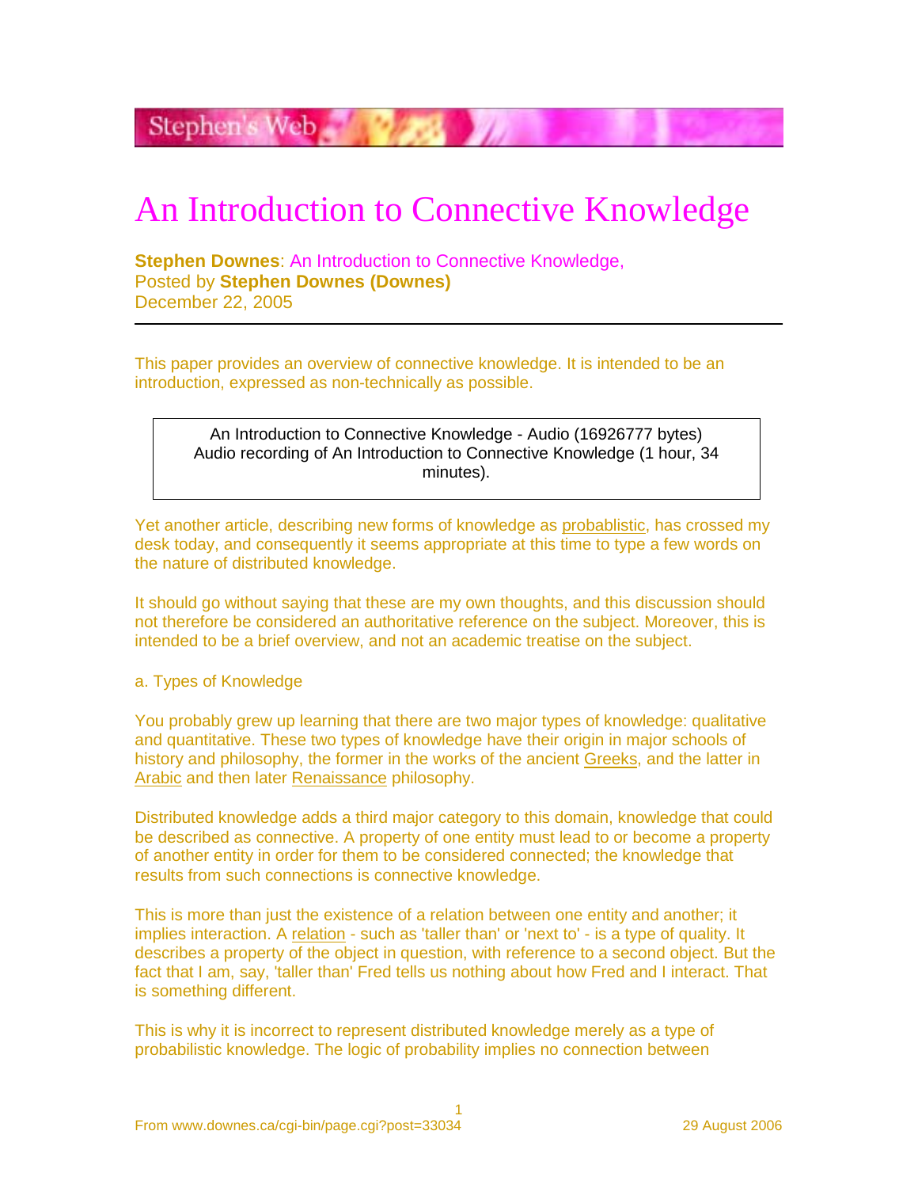# An Introduction to Connective Knowledge

**Stephen Downes**: An Introduction to Connective Knowledge,
Posted by **Stephen Downes (Downes)**
December 22, 2005

---

This paper provides an overview of connective knowledge. It is intended to be an introduction, expressed as non-technically as possible.

| An Introduction to Connective Knowledge - Audio (16926777 bytes)<br>Audio recording of An Introduction to Connective Knowledge (1 hour, 34 minutes). |
|---|

Yet another article, describing new forms of knowledge as probablistic, has crossed my desk today, and consequently it seems appropriate at this time to type a few words on the nature of distributed knowledge.

It should go without saying that these are my own thoughts, and this discussion should not therefore be considered an authoritative reference on the subject. Moreover, this is intended to be a brief overview, and not an academic treatise on the subject.

a. Types of Knowledge

You probably grew up learning that there are two major types of knowledge: qualitative and quantitative. These two types of knowledge have their origin in major schools of history and philosophy, the former in the works of the ancient Greeks, and the latter in Arabic and then later Renaissance philosophy.

Distributed knowledge adds a third major category to this domain, knowledge that could be described as connective. A property of one entity must lead to or become a property of another entity in order for them to be considered connected; the knowledge that results from such connections is connective knowledge.

This is more than just the existence of a relation between one entity and another; it implies interaction. A relation - such as 'taller than' or 'next to' - is a type of quality. It describes a property of the object in question, with reference to a second object. But the fact that I am, say, 'taller than' Fred tells us nothing about how Fred and I interact. That is something different.

This is why it is incorrect to represent distributed knowledge merely as a type of probabilistic knowledge. The logic of probability implies no connection between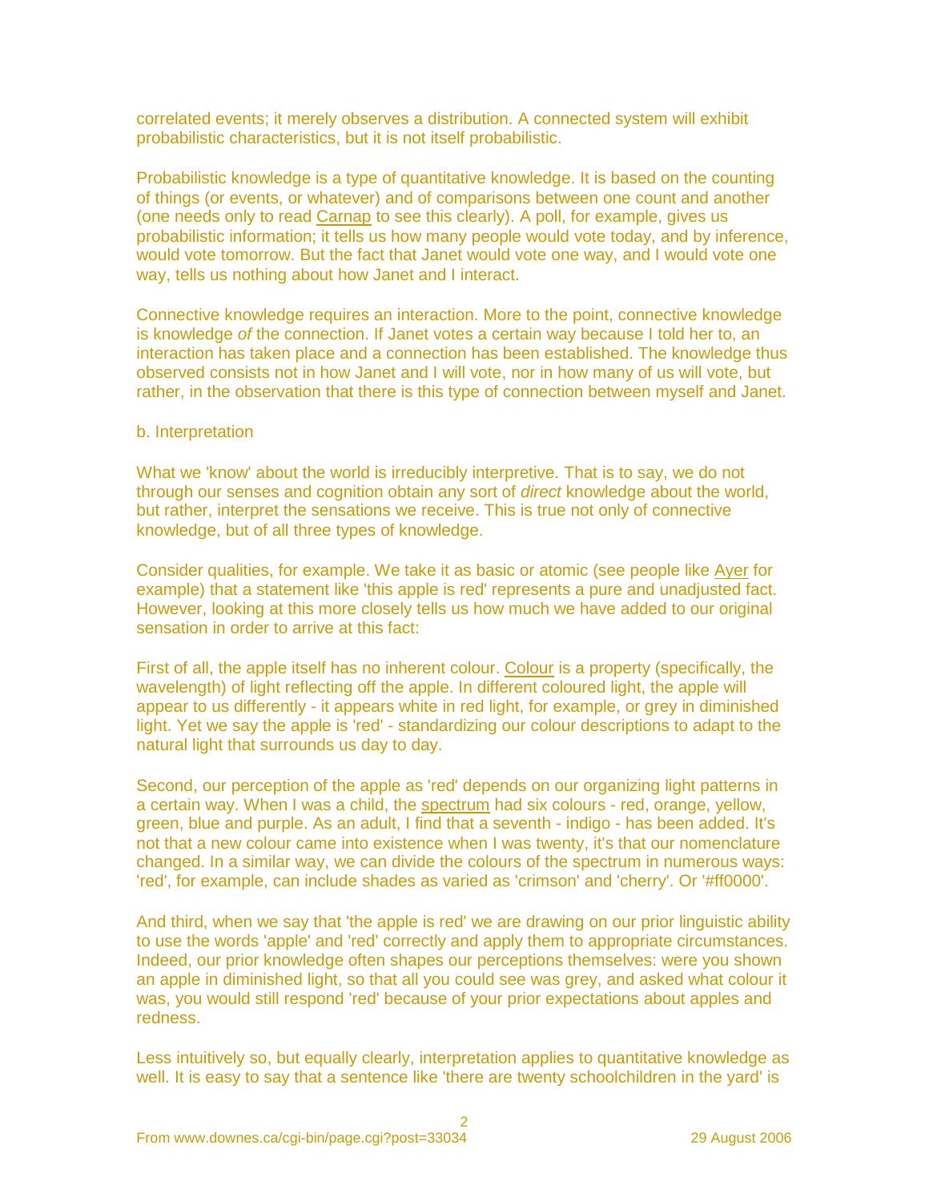correlated events; it merely observes a distribution. A connected system will exhibit probabilistic characteristics, but it is not itself probabilistic.

Probabilistic knowledge is a type of quantitative knowledge. It is based on the counting of things (or events, or whatever) and of comparisons between one count and another (one needs only to read Carnap to see this clearly). A poll, for example, gives us probabilistic information; it tells us how many people would vote today, and by inference, would vote tomorrow. But the fact that Janet would vote one way, and I would vote one way, tells us nothing about how Janet and I interact.

Connective knowledge requires an interaction. More to the point, connective knowledge is knowledge *of* the connection. If Janet votes a certain way because I told her to, an interaction has taken place and a connection has been established. The knowledge thus observed consists not in how Janet and I will vote, nor in how many of us will vote, but rather, in the observation that there is this type of connection between myself and Janet.

b. Interpretation

What we 'know' about the world is irreducibly interpretive. That is to say, we do not through our senses and cognition obtain any sort of *direct* knowledge about the world, but rather, interpret the sensations we receive. This is true not only of connective knowledge, but of all three types of knowledge.

Consider qualities, for example. We take it as basic or atomic (see people like Ayer for example) that a statement like 'this apple is red' represents a pure and unadjusted fact. However, looking at this more closely tells us how much we have added to our original sensation in order to arrive at this fact:

First of all, the apple itself has no inherent colour. Colour is a property (specifically, the wavelength) of light reflecting off the apple. In different coloured light, the apple will appear to us differently - it appears white in red light, for example, or grey in diminished light. Yet we say the apple is 'red' - standardizing our colour descriptions to adapt to the natural light that surrounds us day to day.

Second, our perception of the apple as 'red' depends on our organizing light patterns in a certain way. When I was a child, the spectrum had six colours - red, orange, yellow, green, blue and purple. As an adult, I find that a seventh - indigo - has been added. It's not that a new colour came into existence when I was twenty, it's that our nomenclature changed. In a similar way, we can divide the colours of the spectrum in numerous ways: 'red', for example, can include shades as varied as 'crimson' and 'cherry'. Or '#ff0000'.

And third, when we say that 'the apple is red' we are drawing on our prior linguistic ability to use the words 'apple' and 'red' correctly and apply them to appropriate circumstances. Indeed, our prior knowledge often shapes our perceptions themselves: were you shown an apple in diminished light, so that all you could see was grey, and asked what colour it was, you would still respond 'red' because of your prior expectations about apples and redness.

Less intuitively so, but equally clearly, interpretation applies to quantitative knowledge as well. It is easy to say that a sentence like 'there are twenty schoolchildren in the yard' is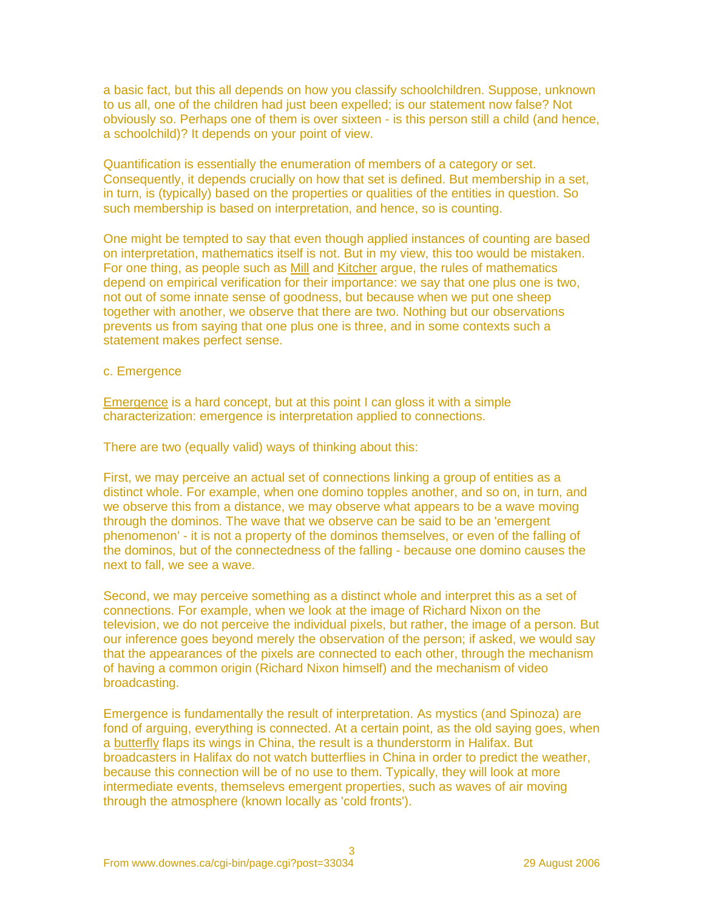a basic fact, but this all depends on how you classify schoolchildren. Suppose, unknown to us all, one of the children had just been expelled; is our statement now false? Not obviously so. Perhaps one of them is over sixteen - is this person still a child (and hence, a schoolchild)? It depends on your point of view.

Quantification is essentially the enumeration of members of a category or set. Consequently, it depends crucially on how that set is defined. But membership in a set, in turn, is (typically) based on the properties or qualities of the entities in question. So such membership is based on interpretation, and hence, so is counting.

One might be tempted to say that even though applied instances of counting are based on interpretation, mathematics itself is not. But in my view, this too would be mistaken. For one thing, as people such as Mill and Kitcher argue, the rules of mathematics depend on empirical verification for their importance: we say that one plus one is two, not out of some innate sense of goodness, but because when we put one sheep together with another, we observe that there are two. Nothing but our observations prevents us from saying that one plus one is three, and in some contexts such a statement makes perfect sense.

c. Emergence

Emergence is a hard concept, but at this point I can gloss it with a simple characterization: emergence is interpretation applied to connections.

There are two (equally valid) ways of thinking about this:

First, we may perceive an actual set of connections linking a group of entities as a distinct whole. For example, when one domino topples another, and so on, in turn, and we observe this from a distance, we may observe what appears to be a wave moving through the dominos. The wave that we observe can be said to be an 'emergent phenomenon' - it is not a property of the dominos themselves, or even of the falling of the dominos, but of the connectedness of the falling - because one domino causes the next to fall, we see a wave.

Second, we may perceive something as a distinct whole and interpret this as a set of connections. For example, when we look at the image of Richard Nixon on the television, we do not perceive the individual pixels, but rather, the image of a person. But our inference goes beyond merely the observation of the person; if asked, we would say that the appearances of the pixels are connected to each other, through the mechanism of having a common origin (Richard Nixon himself) and the mechanism of video broadcasting.

Emergence is fundamentally the result of interpretation. As mystics (and Spinoza) are fond of arguing, everything is connected. At a certain point, as the old saying goes, when a butterfly flaps its wings in China, the result is a thunderstorm in Halifax. But broadcasters in Halifax do not watch butterflies in China in order to predict the weather, because this connection will be of no use to them. Typically, they will look at more intermediate events, themselevs emergent properties, such as waves of air moving through the atmosphere (known locally as 'cold fronts').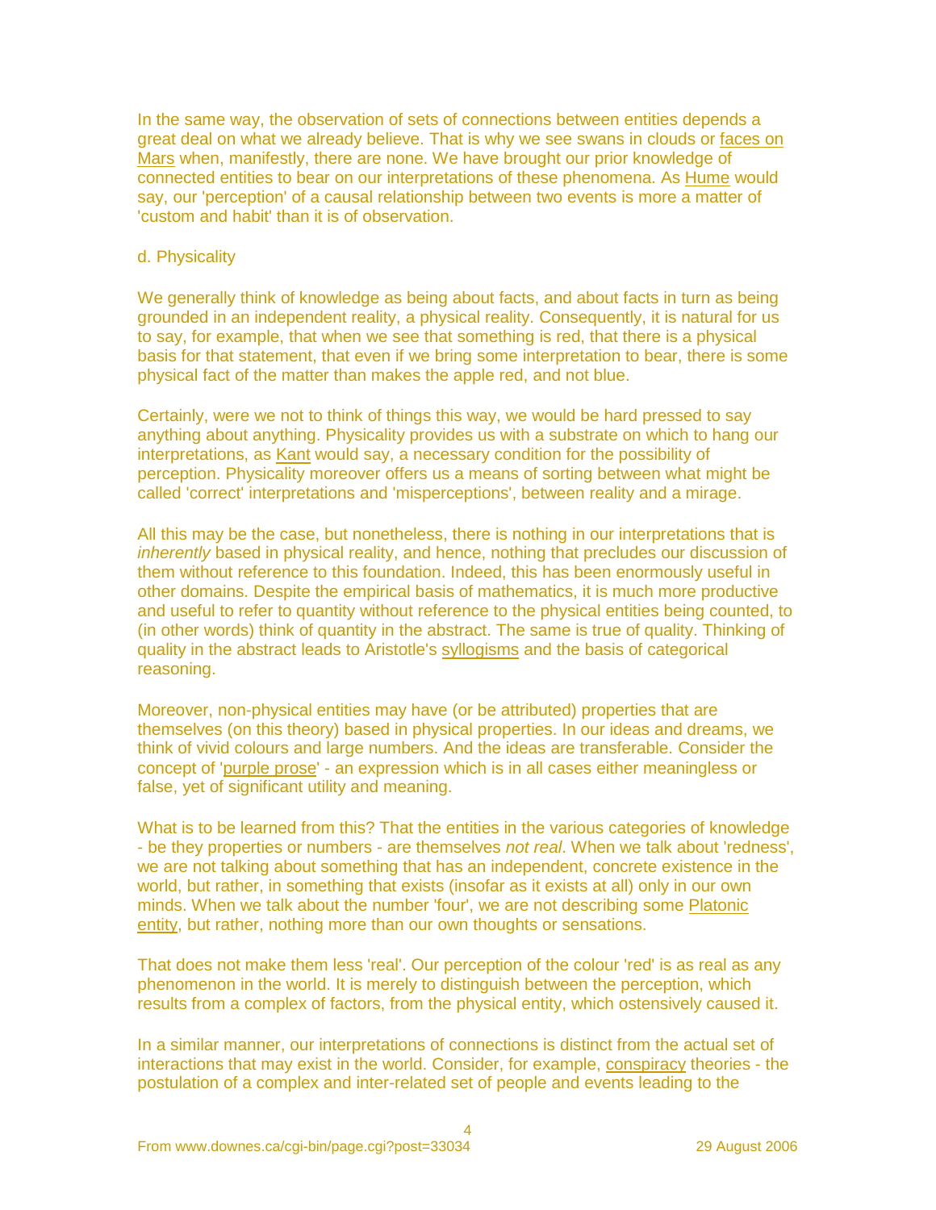In the same way, the observation of sets of connections between entities depends a great deal on what we already believe. That is why we see swans in clouds or faces on Mars when, manifestly, there are none. We have brought our prior knowledge of connected entities to bear on our interpretations of these phenomena. As Hume would say, our 'perception' of a causal relationship between two events is more a matter of 'custom and habit' than it is of observation.

d. Physicality

We generally think of knowledge as being about facts, and about facts in turn as being grounded in an independent reality, a physical reality. Consequently, it is natural for us to say, for example, that when we see that something is red, that there is a physical basis for that statement, that even if we bring some interpretation to bear, there is some physical fact of the matter than makes the apple red, and not blue.

Certainly, were we not to think of things this way, we would be hard pressed to say anything about anything. Physicality provides us with a substrate on which to hang our interpretations, as Kant would say, a necessary condition for the possibility of perception. Physicality moreover offers us a means of sorting between what might be called 'correct' interpretations and 'misperceptions', between reality and a mirage.

All this may be the case, but nonetheless, there is nothing in our interpretations that is *inherently* based in physical reality, and hence, nothing that precludes our discussion of them without reference to this foundation. Indeed, this has been enormously useful in other domains. Despite the empirical basis of mathematics, it is much more productive and useful to refer to quantity without reference to the physical entities being counted, to (in other words) think of quantity in the abstract. The same is true of quality. Thinking of quality in the abstract leads to Aristotle's syllogisms and the basis of categorical reasoning.

Moreover, non-physical entities may have (or be attributed) properties that are themselves (on this theory) based in physical properties. In our ideas and dreams, we think of vivid colours and large numbers. And the ideas are transferable. Consider the concept of 'purple prose' - an expression which is in all cases either meaningless or false, yet of significant utility and meaning.

What is to be learned from this? That the entities in the various categories of knowledge - be they properties or numbers - are themselves *not real*. When we talk about 'redness', we are not talking about something that has an independent, concrete existence in the world, but rather, in something that exists (insofar as it exists at all) only in our own minds. When we talk about the number 'four', we are not describing some Platonic entity, but rather, nothing more than our own thoughts or sensations.

That does not make them less 'real'. Our perception of the colour 'red' is as real as any phenomenon in the world. It is merely to distinguish between the perception, which results from a complex of factors, from the physical entity, which ostensively caused it.

In a similar manner, our interpretations of connections is distinct from the actual set of interactions that may exist in the world. Consider, for example, conspiracy theories - the postulation of a complex and inter-related set of people and events leading to the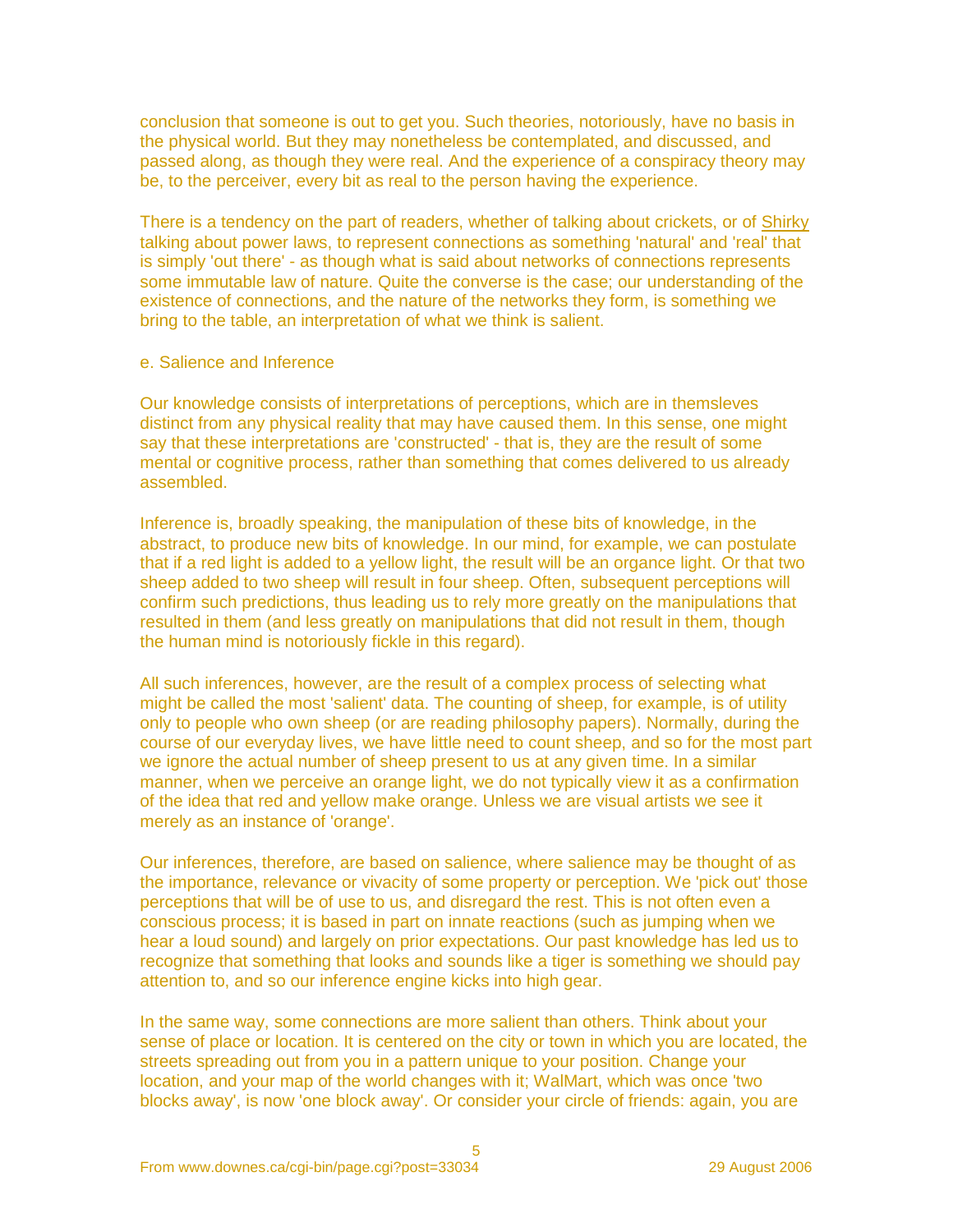conclusion that someone is out to get you. Such theories, notoriously, have no basis in the physical world. But they may nonetheless be contemplated, and discussed, and passed along, as though they were real. And the experience of a conspiracy theory may be, to the perceiver, every bit as real to the person having the experience.

There is a tendency on the part of readers, whether of talking about crickets, or of Shirky talking about power laws, to represent connections as something 'natural' and 'real' that is simply 'out there' - as though what is said about networks of connections represents some immutable law of nature. Quite the converse is the case; our understanding of the existence of connections, and the nature of the networks they form, is something we bring to the table, an interpretation of what we think is salient.

e. Salience and Inference

Our knowledge consists of interpretations of perceptions, which are in themsleves distinct from any physical reality that may have caused them. In this sense, one might say that these interpretations are 'constructed' - that is, they are the result of some mental or cognitive process, rather than something that comes delivered to us already assembled.

Inference is, broadly speaking, the manipulation of these bits of knowledge, in the abstract, to produce new bits of knowledge. In our mind, for example, we can postulate that if a red light is added to a yellow light, the result will be an organce light. Or that two sheep added to two sheep will result in four sheep. Often, subsequent perceptions will confirm such predictions, thus leading us to rely more greatly on the manipulations that resulted in them (and less greatly on manipulations that did not result in them, though the human mind is notoriously fickle in this regard).

All such inferences, however, are the result of a complex process of selecting what might be called the most 'salient' data. The counting of sheep, for example, is of utility only to people who own sheep (or are reading philosophy papers). Normally, during the course of our everyday lives, we have little need to count sheep, and so for the most part we ignore the actual number of sheep present to us at any given time. In a similar manner, when we perceive an orange light, we do not typically view it as a confirmation of the idea that red and yellow make orange. Unless we are visual artists we see it merely as an instance of 'orange'.

Our inferences, therefore, are based on salience, where salience may be thought of as the importance, relevance or vivacity of some property or perception. We 'pick out' those perceptions that will be of use to us, and disregard the rest. This is not often even a conscious process; it is based in part on innate reactions (such as jumping when we hear a loud sound) and largely on prior expectations. Our past knowledge has led us to recognize that something that looks and sounds like a tiger is something we should pay attention to, and so our inference engine kicks into high gear.

In the same way, some connections are more salient than others. Think about your sense of place or location. It is centered on the city or town in which you are located, the streets spreading out from you in a pattern unique to your position. Change your location, and your map of the world changes with it; WalMart, which was once 'two blocks away', is now 'one block away'. Or consider your circle of friends: again, you are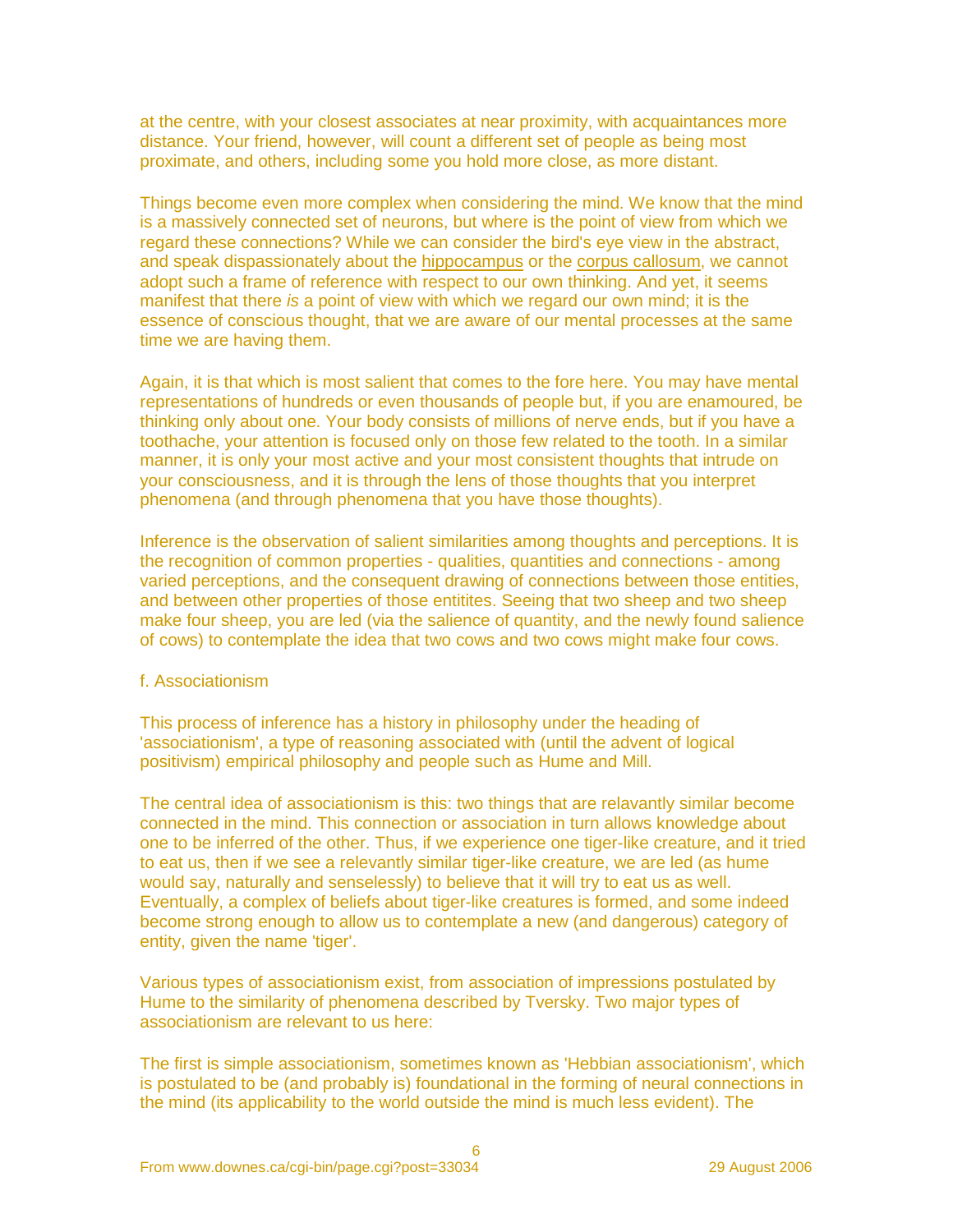at the centre, with your closest associates at near proximity, with acquaintances more distance. Your friend, however, will count a different set of people as being most proximate, and others, including some you hold more close, as more distant.

Things become even more complex when considering the mind. We know that the mind is a massively connected set of neurons, but where is the point of view from which we regard these connections? While we can consider the bird's eye view in the abstract, and speak dispassionately about the hippocampus or the corpus callosum, we cannot adopt such a frame of reference with respect to our own thinking. And yet, it seems manifest that there *is* a point of view with which we regard our own mind; it is the essence of conscious thought, that we are aware of our mental processes at the same time we are having them.

Again, it is that which is most salient that comes to the fore here. You may have mental representations of hundreds or even thousands of people but, if you are enamoured, be thinking only about one. Your body consists of millions of nerve ends, but if you have a toothache, your attention is focused only on those few related to the tooth. In a similar manner, it is only your most active and your most consistent thoughts that intrude on your consciousness, and it is through the lens of those thoughts that you interpret phenomena (and through phenomena that you have those thoughts).

Inference is the observation of salient similarities among thoughts and perceptions. It is the recognition of common properties - qualities, quantities and connections - among varied perceptions, and the consequent drawing of connections between those entities, and between other properties of those entitites. Seeing that two sheep and two sheep make four sheep, you are led (via the salience of quantity, and the newly found salience of cows) to contemplate the idea that two cows and two cows might make four cows.

f. Associationism

This process of inference has a history in philosophy under the heading of 'associationism', a type of reasoning associated with (until the advent of logical positivism) empirical philosophy and people such as Hume and Mill.

The central idea of associationism is this: two things that are relavantly similar become connected in the mind. This connection or association in turn allows knowledge about one to be inferred of the other. Thus, if we experience one tiger-like creature, and it tried to eat us, then if we see a relevantly similar tiger-like creature, we are led (as hume would say, naturally and senselessly) to believe that it will try to eat us as well. Eventually, a complex of beliefs about tiger-like creatures is formed, and some indeed become strong enough to allow us to contemplate a new (and dangerous) category of entity, given the name 'tiger'.

Various types of associationism exist, from association of impressions postulated by Hume to the similarity of phenomena described by Tversky. Two major types of associationism are relevant to us here:

The first is simple associationism, sometimes known as 'Hebbian associationism', which is postulated to be (and probably is) foundational in the forming of neural connections in the mind (its applicability to the world outside the mind is much less evident). The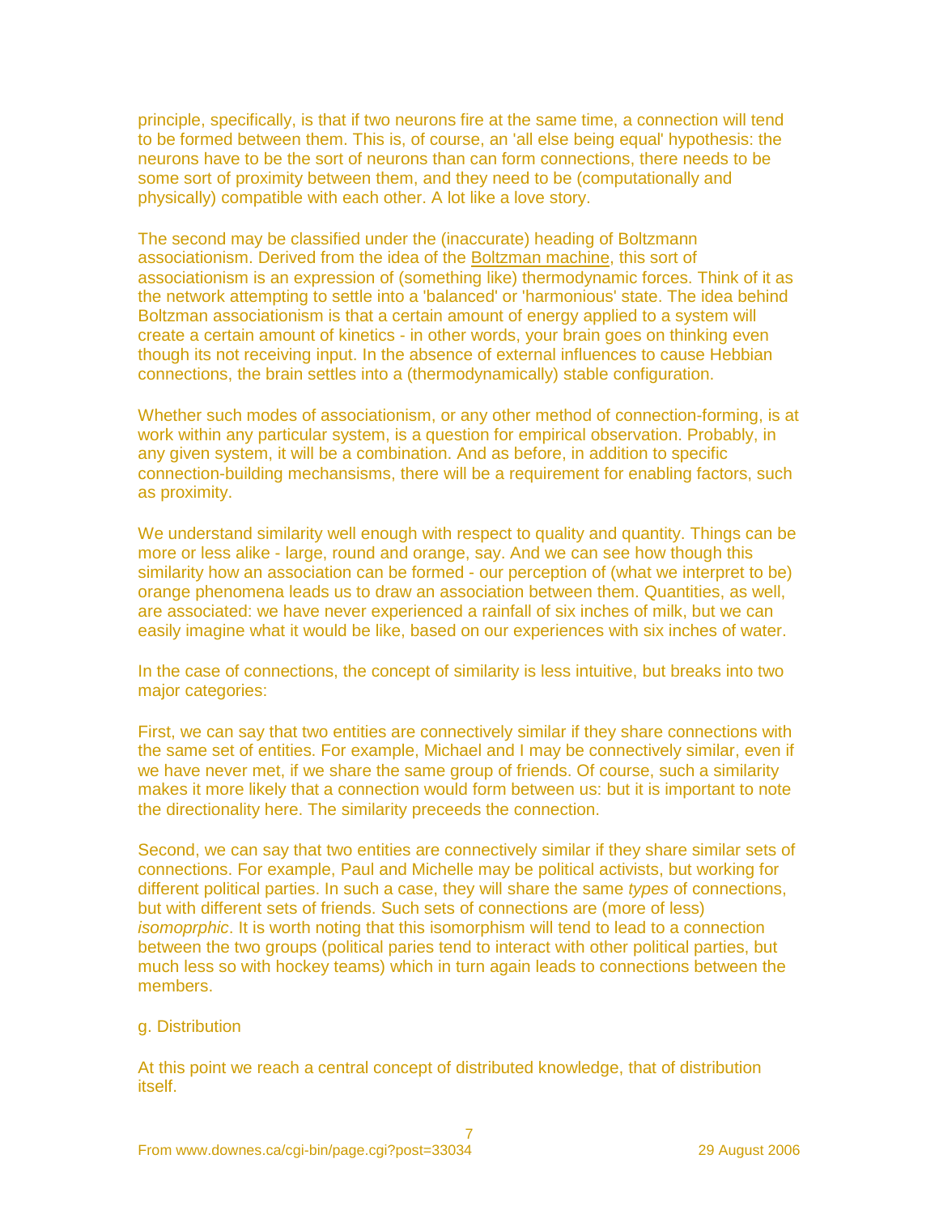principle, specifically, is that if two neurons fire at the same time, a connection will tend to be formed between them. This is, of course, an 'all else being equal' hypothesis: the neurons have to be the sort of neurons than can form connections, there needs to be some sort of proximity between them, and they need to be (computationally and physically) compatible with each other. A lot like a love story.

The second may be classified under the (inaccurate) heading of Boltzmann associationism. Derived from the idea of the Boltzman machine, this sort of associationism is an expression of (something like) thermodynamic forces. Think of it as the network attempting to settle into a 'balanced' or 'harmonious' state. The idea behind Boltzman associationism is that a certain amount of energy applied to a system will create a certain amount of kinetics - in other words, your brain goes on thinking even though its not receiving input. In the absence of external influences to cause Hebbian connections, the brain settles into a (thermodynamically) stable configuration.

Whether such modes of associationism, or any other method of connection-forming, is at work within any particular system, is a question for empirical observation. Probably, in any given system, it will be a combination. And as before, in addition to specific connection-building mechansisms, there will be a requirement for enabling factors, such as proximity.

We understand similarity well enough with respect to quality and quantity. Things can be more or less alike - large, round and orange, say. And we can see how though this similarity how an association can be formed - our perception of (what we interpret to be) orange phenomena leads us to draw an association between them. Quantities, as well, are associated: we have never experienced a rainfall of six inches of milk, but we can easily imagine what it would be like, based on our experiences with six inches of water.

In the case of connections, the concept of similarity is less intuitive, but breaks into two major categories:

First, we can say that two entities are connectively similar if they share connections with the same set of entities. For example, Michael and I may be connectively similar, even if we have never met, if we share the same group of friends. Of course, such a similarity makes it more likely that a connection would form between us: but it is important to note the directionality here. The similarity preceeds the connection.

Second, we can say that two entities are connectively similar if they share similar sets of connections. For example, Paul and Michelle may be political activists, but working for different political parties. In such a case, they will share the same *types* of connections, but with different sets of friends. Such sets of connections are (more of less) *isomoprphic*. It is worth noting that this isomorphism will tend to lead to a connection between the two groups (political paries tend to interact with other political parties, but much less so with hockey teams) which in turn again leads to connections between the members.

g. Distribution

At this point we reach a central concept of distributed knowledge, that of distribution itself.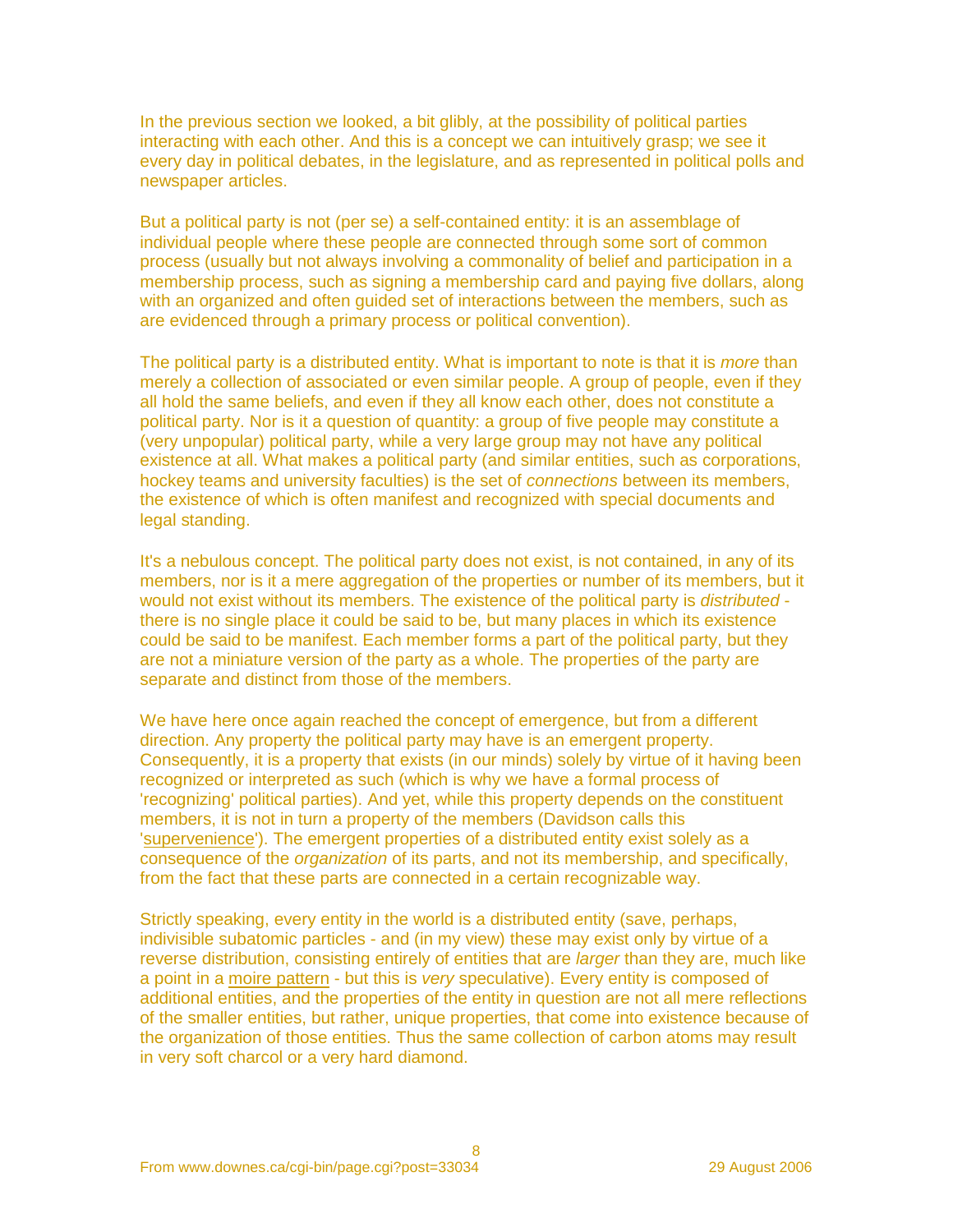In the previous section we looked, a bit glibly, at the possibility of political parties interacting with each other. And this is a concept we can intuitively grasp; we see it every day in political debates, in the legislature, and as represented in political polls and newspaper articles.

But a political party is not (per se) a self-contained entity: it is an assemblage of individual people where these people are connected through some sort of common process (usually but not always involving a commonality of belief and participation in a membership process, such as signing a membership card and paying five dollars, along with an organized and often guided set of interactions between the members, such as are evidenced through a primary process or political convention).

The political party is a distributed entity. What is important to note is that it is *more* than merely a collection of associated or even similar people. A group of people, even if they all hold the same beliefs, and even if they all know each other, does not constitute a political party. Nor is it a question of quantity: a group of five people may constitute a (very unpopular) political party, while a very large group may not have any political existence at all. What makes a political party (and similar entities, such as corporations, hockey teams and university faculties) is the set of *connections* between its members, the existence of which is often manifest and recognized with special documents and legal standing.

It's a nebulous concept. The political party does not exist, is not contained, in any of its members, nor is it a mere aggregation of the properties or number of its members, but it would not exist without its members. The existence of the political party is *distributed* - there is no single place it could be said to be, but many places in which its existence could be said to be manifest. Each member forms a part of the political party, but they are not a miniature version of the party as a whole. The properties of the party are separate and distinct from those of the members.

We have here once again reached the concept of emergence, but from a different direction. Any property the political party may have is an emergent property. Consequently, it is a property that exists (in our minds) solely by virtue of it having been recognized or interpreted as such (which is why we have a formal process of 'recognizing' political parties). And yet, while this property depends on the constituent members, it is not in turn a property of the members (Davidson calls this 'supervenience'). The emergent properties of a distributed entity exist solely as a consequence of the *organization* of its parts, and not its membership, and specifically, from the fact that these parts are connected in a certain recognizable way.

Strictly speaking, every entity in the world is a distributed entity (save, perhaps, indivisible subatomic particles - and (in my view) these may exist only by virtue of a reverse distribution, consisting entirely of entities that are *larger* than they are, much like a point in a moire pattern - but this is *very* speculative). Every entity is composed of additional entities, and the properties of the entity in question are not all mere reflections of the smaller entities, but rather, unique properties, that come into existence because of the organization of those entities. Thus the same collection of carbon atoms may result in very soft charcol or a very hard diamond.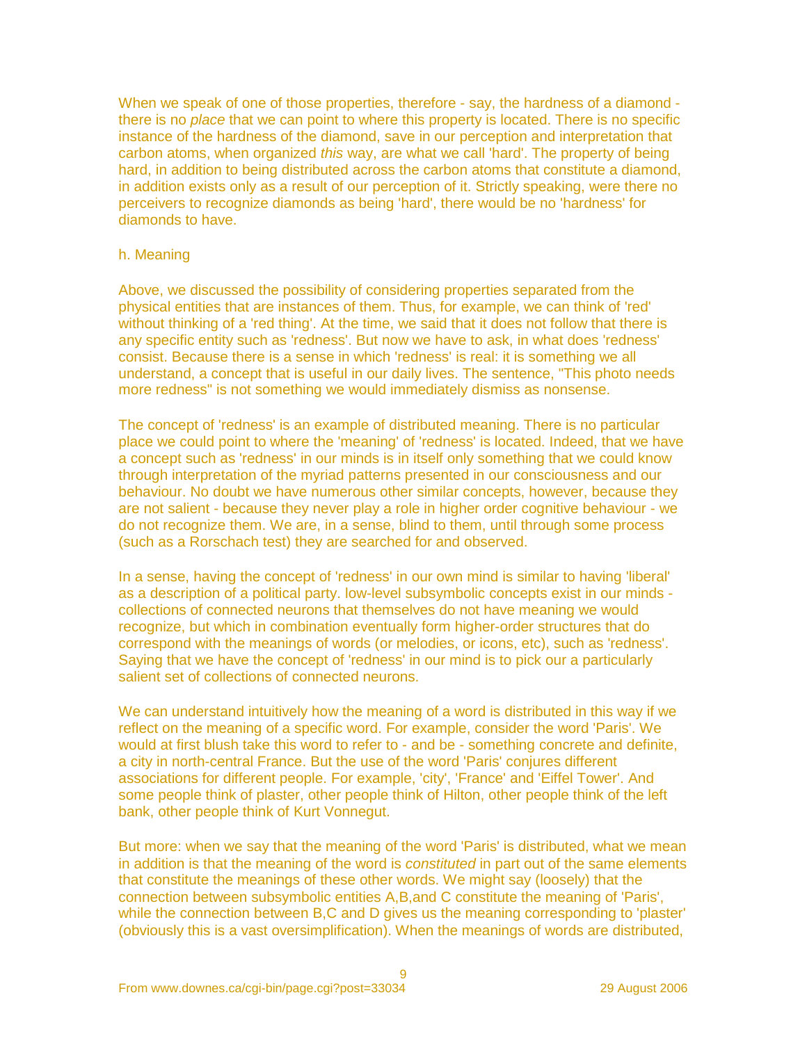When we speak of one of those properties, therefore - say, the hardness of a diamond - there is no *place* that we can point to where this property is located. There is no specific instance of the hardness of the diamond, save in our perception and interpretation that carbon atoms, when organized *this* way, are what we call 'hard'. The property of being hard, in addition to being distributed across the carbon atoms that constitute a diamond, in addition exists only as a result of our perception of it. Strictly speaking, were there no perceivers to recognize diamonds as being 'hard', there would be no 'hardness' for diamonds to have.

h. Meaning

Above, we discussed the possibility of considering properties separated from the physical entities that are instances of them. Thus, for example, we can think of 'red' without thinking of a 'red thing'. At the time, we said that it does not follow that there is any specific entity such as 'redness'. But now we have to ask, in what does 'redness' consist. Because there is a sense in which 'redness' is real: it is something we all understand, a concept that is useful in our daily lives. The sentence, "This photo needs more redness" is not something we would immediately dismiss as nonsense.

The concept of 'redness' is an example of distributed meaning. There is no particular place we could point to where the 'meaning' of 'redness' is located. Indeed, that we have a concept such as 'redness' in our minds is in itself only something that we could know through interpretation of the myriad patterns presented in our consciousness and our behaviour. No doubt we have numerous other similar concepts, however, because they are not salient - because they never play a role in higher order cognitive behaviour - we do not recognize them. We are, in a sense, blind to them, until through some process (such as a Rorschach test) they are searched for and observed.

In a sense, having the concept of 'redness' in our own mind is similar to having 'liberal' as a description of a political party. low-level subsymbolic concepts exist in our minds - collections of connected neurons that themselves do not have meaning we would recognize, but which in combination eventually form higher-order structures that do correspond with the meanings of words (or melodies, or icons, etc), such as 'redness'. Saying that we have the concept of 'redness' in our mind is to pick our a particularly salient set of collections of connected neurons.

We can understand intuitively how the meaning of a word is distributed in this way if we reflect on the meaning of a specific word. For example, consider the word 'Paris'. We would at first blush take this word to refer to - and be - something concrete and definite, a city in north-central France. But the use of the word 'Paris' conjures different associations for different people. For example, 'city', 'France' and 'Eiffel Tower'. And some people think of plaster, other people think of Hilton, other people think of the left bank, other people think of Kurt Vonnegut.

But more: when we say that the meaning of the word 'Paris' is distributed, what we mean in addition is that the meaning of the word is *constituted* in part out of the same elements that constitute the meanings of these other words. We might say (loosely) that the connection between subsymbolic entities A,B,and C constitute the meaning of 'Paris', while the connection between B,C and D gives us the meaning corresponding to 'plaster' (obviously this is a vast oversimplification). When the meanings of words are distributed,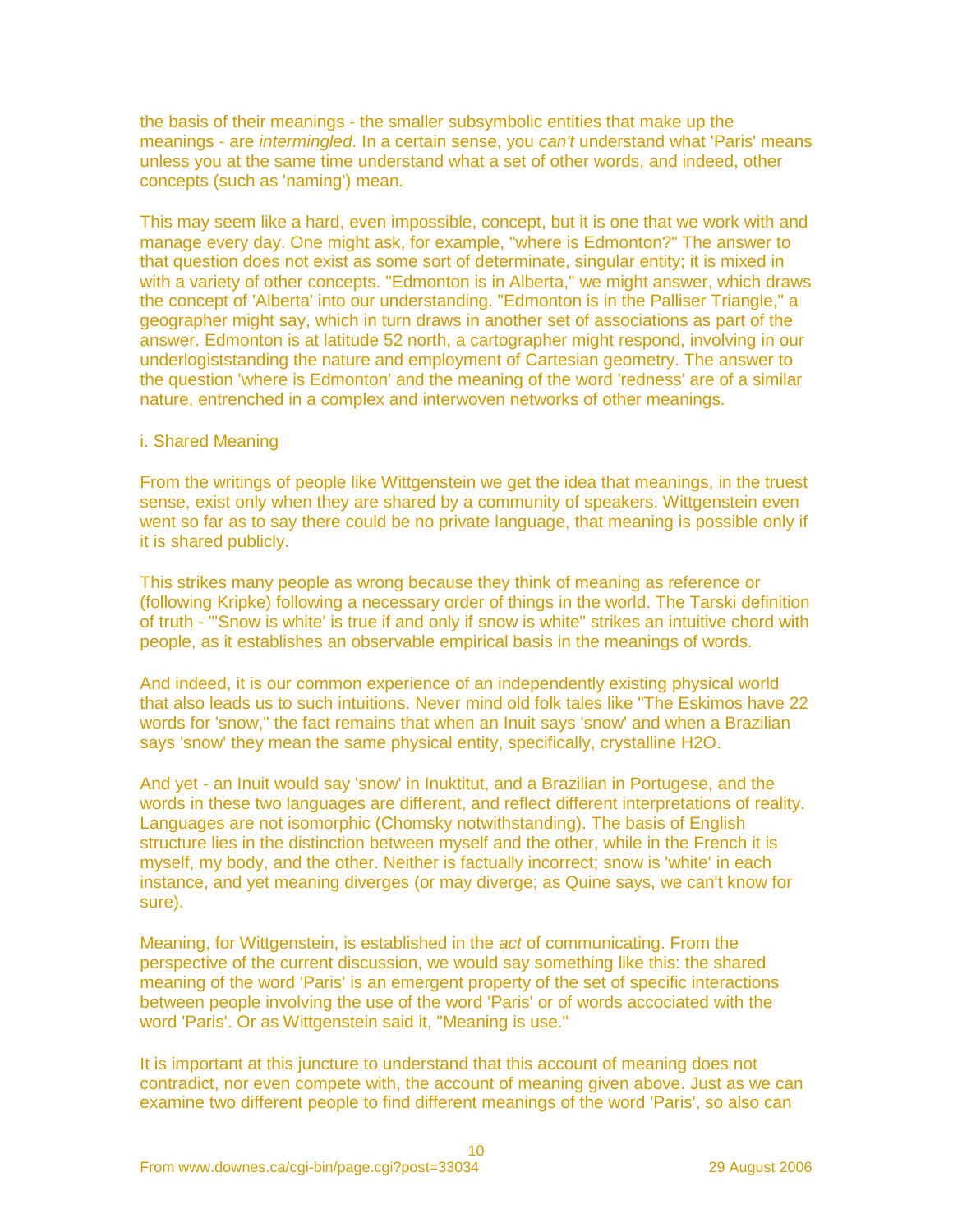the basis of their meanings - the smaller subsymbolic entities that make up the meanings - are *intermingled*. In a certain sense, you *can't* understand what 'Paris' means unless you at the same time understand what a set of other words, and indeed, other concepts (such as 'naming') mean.

This may seem like a hard, even impossible, concept, but it is one that we work with and manage every day. One might ask, for example, "where is Edmonton?" The answer to that question does not exist as some sort of determinate, singular entity; it is mixed in with a variety of other concepts. "Edmonton is in Alberta," we might answer, which draws the concept of 'Alberta' into our understanding. "Edmonton is in the Palliser Triangle," a geographer might say, which in turn draws in another set of associations as part of the answer. Edmonton is at latitude 52 north, a cartographer might respond, involving in our underlogiststanding the nature and employment of Cartesian geometry. The answer to the question 'where is Edmonton' and the meaning of the word 'redness' are of a similar nature, entrenched in a complex and interwoven networks of other meanings.

i. Shared Meaning

From the writings of people like Wittgenstein we get the idea that meanings, in the truest sense, exist only when they are shared by a community of speakers. Wittgenstein even went so far as to say there could be no private language, that meaning is possible only if it is shared publicly.

This strikes many people as wrong because they think of meaning as reference or (following Kripke) following a necessary order of things in the world. The Tarski definition of truth - "'Snow is white' is true if and only if snow is white" strikes an intuitive chord with people, as it establishes an observable empirical basis in the meanings of words.

And indeed, it is our common experience of an independently existing physical world that also leads us to such intuitions. Never mind old folk tales like "The Eskimos have 22 words for 'snow,'' the fact remains that when an Inuit says 'snow' and when a Brazilian says 'snow' they mean the same physical entity, specifically, crystalline H2O.

And yet - an Inuit would say 'snow' in Inuktitut, and a Brazilian in Portugese, and the words in these two languages are different, and reflect different interpretations of reality. Languages are not isomorphic (Chomsky notwithstanding). The basis of English structure lies in the distinction between myself and the other, while in the French it is myself, my body, and the other. Neither is factually incorrect; snow is 'white' in each instance, and yet meaning diverges (or may diverge; as Quine says, we can't know for sure).

Meaning, for Wittgenstein, is established in the *act* of communicating. From the perspective of the current discussion, we would say something like this: the shared meaning of the word 'Paris' is an emergent property of the set of specific interactions between people involving the use of the word 'Paris' or of words accociated with the word 'Paris'. Or as Wittgenstein said it, "Meaning is use."

It is important at this juncture to understand that this account of meaning does not contradict, nor even compete with, the account of meaning given above. Just as we can examine two different people to find different meanings of the word 'Paris', so also can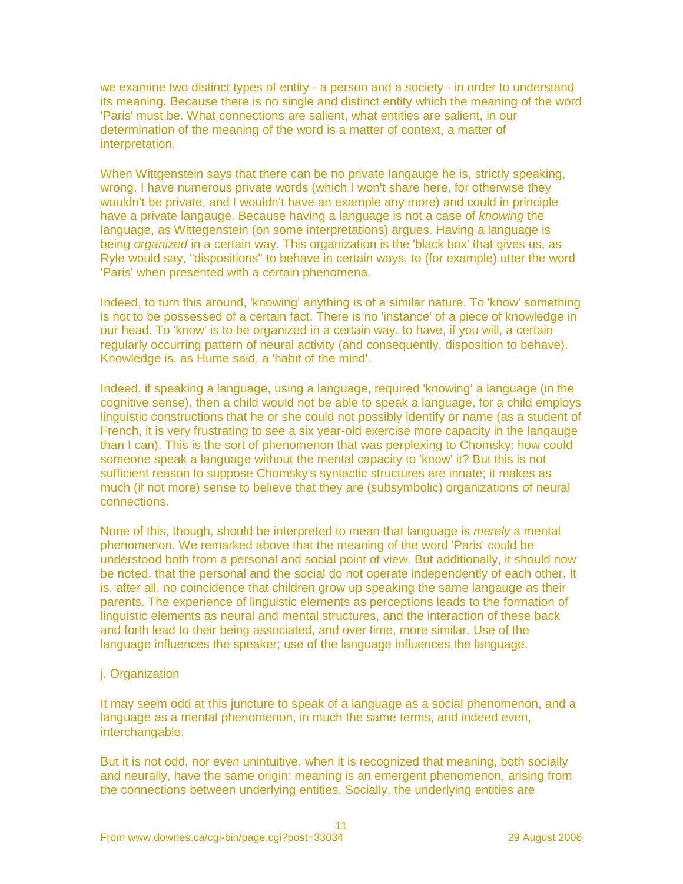we examine two distinct types of entity - a person and a society - in order to understand its meaning. Because there is no single and distinct entity which the meaning of the word 'Paris' must be. What connections are salient, what entities are salient, in our determination of the meaning of the word is a matter of context, a matter of interpretation.

When Wittgenstein says that there can be no private langauge he is, strictly speaking, wrong. I have numerous private words (which I won't share here, for otherwise they wouldn't be private, and I wouldn't have an example any more) and could in principle have a private langauge. Because having a language is not a case of *knowing* the language, as Wittegenstein (on some interpretations) argues. Having a language is being *organized* in a certain way. This organization is the 'black box' that gives us, as Ryle would say, "dispositions" to behave in certain ways, to (for example) utter the word 'Paris' when presented with a certain phenomena.

Indeed, to turn this around, 'knowing' anything is of a similar nature. To 'know' something is not to be possessed of a certain fact. There is no 'instance' of a piece of knowledge in our head. To 'know' is to be organized in a certain way, to have, if you will, a certain regularly occurring pattern of neural activity (and consequently, disposition to behave). Knowledge is, as Hume said, a 'habit of the mind'.

Indeed, if speaking a language, using a language, required 'knowing' a language (in the cognitive sense), then a child would not be able to speak a language, for a child employs linguistic constructions that he or she could not possibly identify or name (as a student of French, it is very frustrating to see a six year-old exercise more capacity in the langauge than I can). This is the sort of phenomenon that was perplexing to Chomsky: how could someone speak a language without the mental capacity to 'know' it? But this is not sufficient reason to suppose Chomsky's syntactic structures are innate; it makes as much (if not more) sense to believe that they are (subsymbolic) organizations of neural connections.

None of this, though, should be interpreted to mean that language is *merely* a mental phenomenon. We remarked above that the meaning of the word 'Paris' could be understood both from a personal and social point of view. But additionally, it should now be noted, that the personal and the social do not operate independently of each other. It is, after all, no coincidence that children grow up speaking the same langauge as their parents. The experience of linguistic elements as perceptions leads to the formation of linguistic elements as neural and mental structures, and the interaction of these back and forth lead to their being associated, and over time, more similar. Use of the language influences the speaker; use of the language influences the language.

j. Organization

It may seem odd at this juncture to speak of a language as a social phenomenon, and a language as a mental phenomenon, in much the same terms, and indeed even, interchangable.

But it is not odd, nor even unintuitive, when it is recognized that meaning, both socially and neurally, have the same origin: meaning is an emergent phenomenon, arising from the connections between underlying entities. Socially, the underlying entities are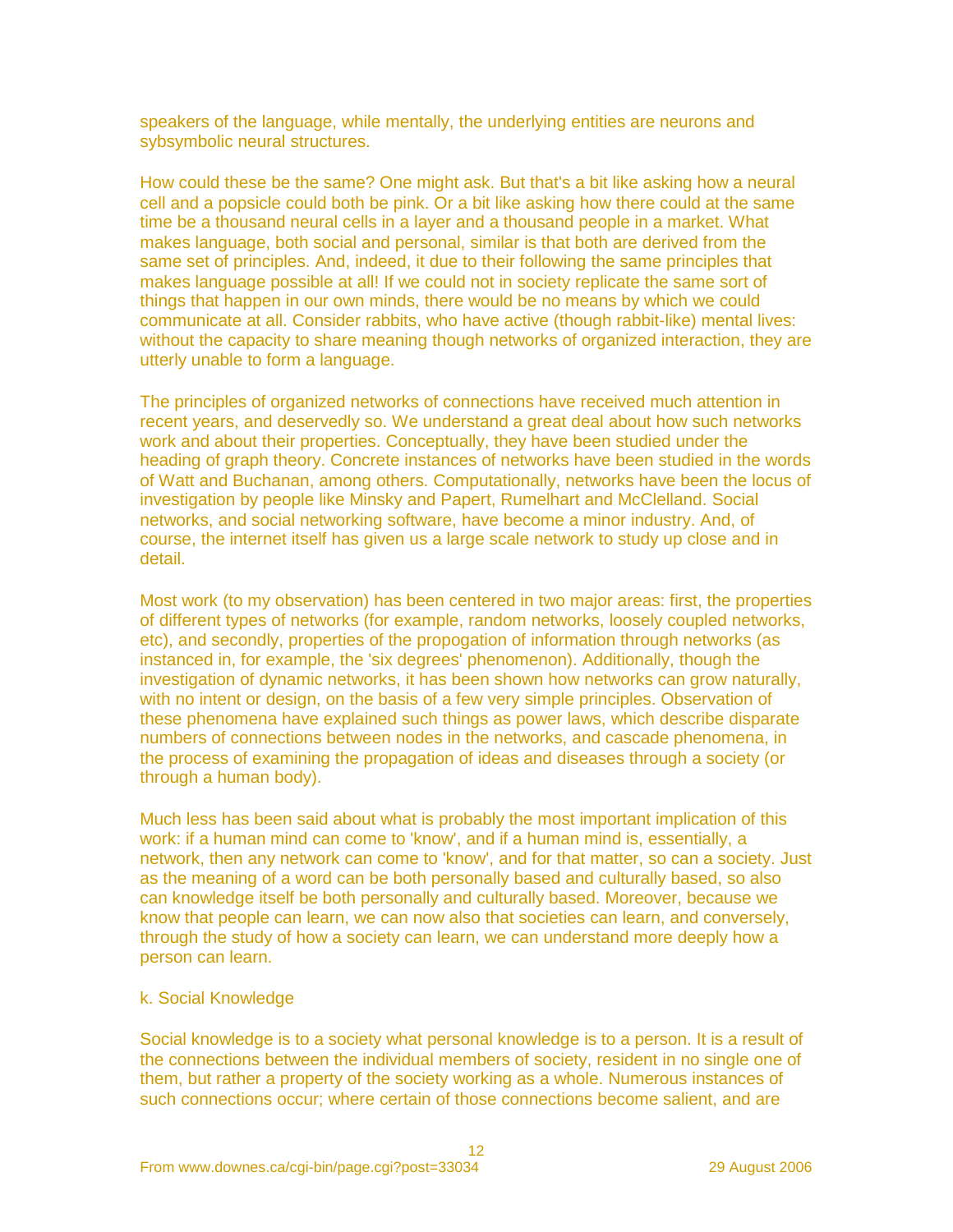speakers of the language, while mentally, the underlying entities are neurons and sybsymbolic neural structures.

How could these be the same? One might ask. But that's a bit like asking how a neural cell and a popsicle could both be pink. Or a bit like asking how there could at the same time be a thousand neural cells in a layer and a thousand people in a market. What makes language, both social and personal, similar is that both are derived from the same set of principles. And, indeed, it due to their following the same principles that makes language possible at all! If we could not in society replicate the same sort of things that happen in our own minds, there would be no means by which we could communicate at all. Consider rabbits, who have active (though rabbit-like) mental lives: without the capacity to share meaning though networks of organized interaction, they are utterly unable to form a language.

The principles of organized networks of connections have received much attention in recent years, and deservedly so. We understand a great deal about how such networks work and about their properties. Conceptually, they have been studied under the heading of graph theory. Concrete instances of networks have been studied in the words of Watt and Buchanan, among others. Computationally, networks have been the locus of investigation by people like Minsky and Papert, Rumelhart and McClelland. Social networks, and social networking software, have become a minor industry. And, of course, the internet itself has given us a large scale network to study up close and in detail.

Most work (to my observation) has been centered in two major areas: first, the properties of different types of networks (for example, random networks, loosely coupled networks, etc), and secondly, properties of the propogation of information through networks (as instanced in, for example, the 'six degrees' phenomenon). Additionally, though the investigation of dynamic networks, it has been shown how networks can grow naturally, with no intent or design, on the basis of a few very simple principles. Observation of these phenomena have explained such things as power laws, which describe disparate numbers of connections between nodes in the networks, and cascade phenomena, in the process of examining the propagation of ideas and diseases through a society (or through a human body).

Much less has been said about what is probably the most important implication of this work: if a human mind can come to 'know', and if a human mind is, essentially, a network, then any network can come to 'know', and for that matter, so can a society. Just as the meaning of a word can be both personally based and culturally based, so also can knowledge itself be both personally and culturally based. Moreover, because we know that people can learn, we can now also that societies can learn, and conversely, through the study of how a society can learn, we can understand more deeply how a person can learn.

k. Social Knowledge

Social knowledge is to a society what personal knowledge is to a person. It is a result of the connections between the individual members of society, resident in no single one of them, but rather a property of the society working as a whole. Numerous instances of such connections occur; where certain of those connections become salient, and are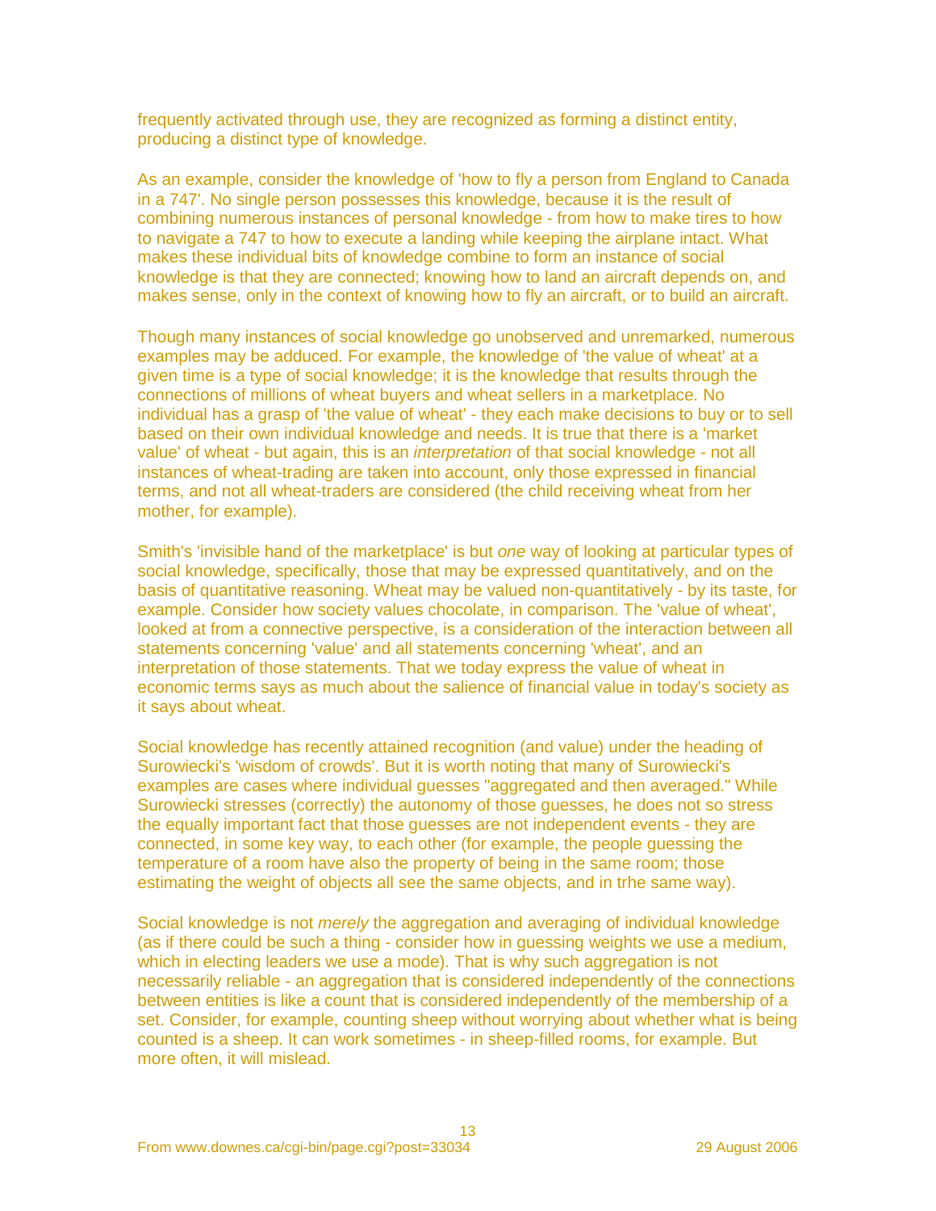frequently activated through use, they are recognized as forming a distinct entity, producing a distinct type of knowledge.

As an example, consider the knowledge of 'how to fly a person from England to Canada in a 747'. No single person possesses this knowledge, because it is the result of combining numerous instances of personal knowledge - from how to make tires to how to navigate a 747 to how to execute a landing while keeping the airplane intact. What makes these individual bits of knowledge combine to form an instance of social knowledge is that they are connected; knowing how to land an aircraft depends on, and makes sense, only in the context of knowing how to fly an aircraft, or to build an aircraft.

Though many instances of social knowledge go unobserved and unremarked, numerous examples may be adduced. For example, the knowledge of 'the value of wheat' at a given time is a type of social knowledge; it is the knowledge that results through the connections of millions of wheat buyers and wheat sellers in a marketplace. No individual has a grasp of 'the value of wheat' - they each make decisions to buy or to sell based on their own individual knowledge and needs. It is true that there is a 'market value' of wheat - but again, this is an *interpretation* of that social knowledge - not all instances of wheat-trading are taken into account, only those expressed in financial terms, and not all wheat-traders are considered (the child receiving wheat from her mother, for example).

Smith's 'invisible hand of the marketplace' is but *one* way of looking at particular types of social knowledge, specifically, those that may be expressed quantitatively, and on the basis of quantitative reasoning. Wheat may be valued non-quantitatively - by its taste, for example. Consider how society values chocolate, in comparison. The 'value of wheat', looked at from a connective perspective, is a consideration of the interaction between all statements concerning 'value' and all statements concerning 'wheat', and an interpretation of those statements. That we today express the value of wheat in economic terms says as much about the salience of financial value in today's society as it says about wheat.

Social knowledge has recently attained recognition (and value) under the heading of Surowiecki's 'wisdom of crowds'. But it is worth noting that many of Surowiecki's examples are cases where individual guesses "aggregated and then averaged." While Surowiecki stresses (correctly) the autonomy of those guesses, he does not so stress the equally important fact that those guesses are not independent events - they are connected, in some key way, to each other (for example, the people guessing the temperature of a room have also the property of being in the same room; those estimating the weight of objects all see the same objects, and in trhe same way).

Social knowledge is not *merely* the aggregation and averaging of individual knowledge (as if there could be such a thing - consider how in guessing weights we use a medium, which in electing leaders we use a mode). That is why such aggregation is not necessarily reliable - an aggregation that is considered independently of the connections between entities is like a count that is considered independently of the membership of a set. Consider, for example, counting sheep without worrying about whether what is being counted is a sheep. It can work sometimes - in sheep-filled rooms, for example. But more often, it will mislead.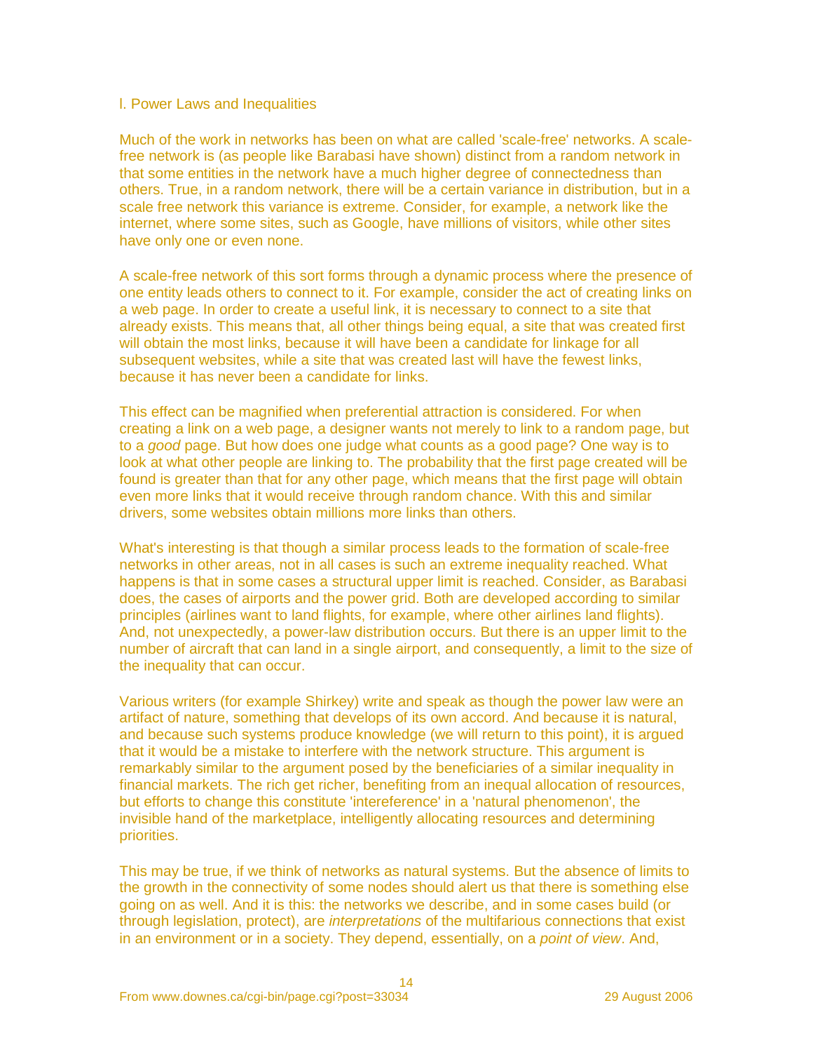## I. Power Laws and Inequalities

Much of the work in networks has been on what are called 'scale-free' networks. A scale-free network is (as people like Barabasi have shown) distinct from a random network in that some entities in the network have a much higher degree of connectedness than others. True, in a random network, there will be a certain variance in distribution, but in a scale free network this variance is extreme. Consider, for example, a network like the internet, where some sites, such as Google, have millions of visitors, while other sites have only one or even none.

A scale-free network of this sort forms through a dynamic process where the presence of one entity leads others to connect to it. For example, consider the act of creating links on a web page. In order to create a useful link, it is necessary to connect to a site that already exists. This means that, all other things being equal, a site that was created first will obtain the most links, because it will have been a candidate for linkage for all subsequent websites, while a site that was created last will have the fewest links, because it has never been a candidate for links.

This effect can be magnified when preferential attraction is considered. For when creating a link on a web page, a designer wants not merely to link to a random page, but to a *good* page. But how does one judge what counts as a good page? One way is to look at what other people are linking to. The probability that the first page created will be found is greater than that for any other page, which means that the first page will obtain even more links that it would receive through random chance. With this and similar drivers, some websites obtain millions more links than others.

What's interesting is that though a similar process leads to the formation of scale-free networks in other areas, not in all cases is such an extreme inequality reached. What happens is that in some cases a structural upper limit is reached. Consider, as Barabasi does, the cases of airports and the power grid. Both are developed according to similar principles (airlines want to land flights, for example, where other airlines land flights). And, not unexpectedly, a power-law distribution occurs. But there is an upper limit to the number of aircraft that can land in a single airport, and consequently, a limit to the size of the inequality that can occur.

Various writers (for example Shirkey) write and speak as though the power law were an artifact of nature, something that develops of its own accord. And because it is natural, and because such systems produce knowledge (we will return to this point), it is argued that it would be a mistake to interfere with the network structure. This argument is remarkably similar to the argument posed by the beneficiaries of a similar inequality in financial markets. The rich get richer, benefiting from an inequal allocation of resources, but efforts to change this constitute 'intereference' in a 'natural phenomenon', the invisible hand of the marketplace, intelligently allocating resources and determining priorities.

This may be true, if we think of networks as natural systems. But the absence of limits to the growth in the connectivity of some nodes should alert us that there is something else going on as well. And it is this: the networks we describe, and in some cases build (or through legislation, protect), are *interpretations* of the multifarious connections that exist in an environment or in a society. They depend, essentially, on a *point of view*. And,

From www.downes.ca/cgi-bin/page.cgi?post=33034 29 August 2006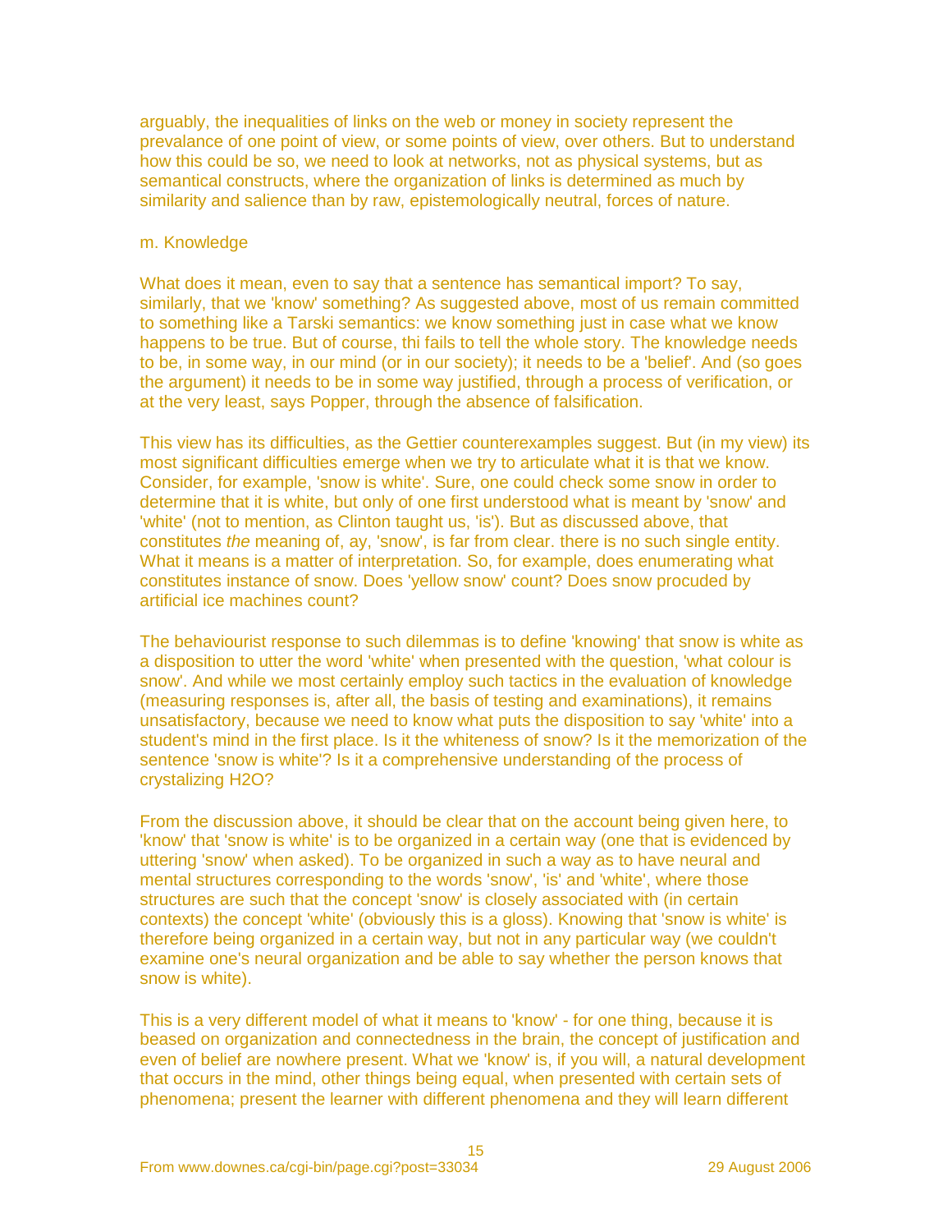arguably, the inequalities of links on the web or money in society represent the prevalance of one point of view, or some points of view, over others. But to understand how this could be so, we need to look at networks, not as physical systems, but as semantical constructs, where the organization of links is determined as much by similarity and salience than by raw, epistemologically neutral, forces of nature.

m. Knowledge

What does it mean, even to say that a sentence has semantical import? To say, similarly, that we 'know' something? As suggested above, most of us remain committed to something like a Tarski semantics: we know something just in case what we know happens to be true. But of course, thi fails to tell the whole story. The knowledge needs to be, in some way, in our mind (or in our society); it needs to be a 'belief'. And (so goes the argument) it needs to be in some way justified, through a process of verification, or at the very least, says Popper, through the absence of falsification.

This view has its difficulties, as the Gettier counterexamples suggest. But (in my view) its most significant difficulties emerge when we try to articulate what it is that we know. Consider, for example, 'snow is white'. Sure, one could check some snow in order to determine that it is white, but only of one first understood what is meant by 'snow' and 'white' (not to mention, as Clinton taught us, 'is'). But as discussed above, that constitutes *the* meaning of, ay, 'snow', is far from clear. there is no such single entity. What it means is a matter of interpretation. So, for example, does enumerating what constitutes instance of snow. Does 'yellow snow' count? Does snow procuded by artificial ice machines count?

The behaviourist response to such dilemmas is to define 'knowing' that snow is white as a disposition to utter the word 'white' when presented with the question, 'what colour is snow'. And while we most certainly employ such tactics in the evaluation of knowledge (measuring responses is, after all, the basis of testing and examinations), it remains unsatisfactory, because we need to know what puts the disposition to say 'white' into a student's mind in the first place. Is it the whiteness of snow? Is it the memorization of the sentence 'snow is white'? Is it a comprehensive understanding of the process of crystalizing H2O?

From the discussion above, it should be clear that on the account being given here, to 'know' that 'snow is white' is to be organized in a certain way (one that is evidenced by uttering 'snow' when asked). To be organized in such a way as to have neural and mental structures corresponding to the words 'snow', 'is' and 'white', where those structures are such that the concept 'snow' is closely associated with (in certain contexts) the concept 'white' (obviously this is a gloss). Knowing that 'snow is white' is therefore being organized in a certain way, but not in any particular way (we couldn't examine one's neural organization and be able to say whether the person knows that snow is white).

This is a very different model of what it means to 'know' - for one thing, because it is beased on organization and connectedness in the brain, the concept of justification and even of belief are nowhere present. What we 'know' is, if you will, a natural development that occurs in the mind, other things being equal, when presented with certain sets of phenomena; present the learner with different phenomena and they will learn different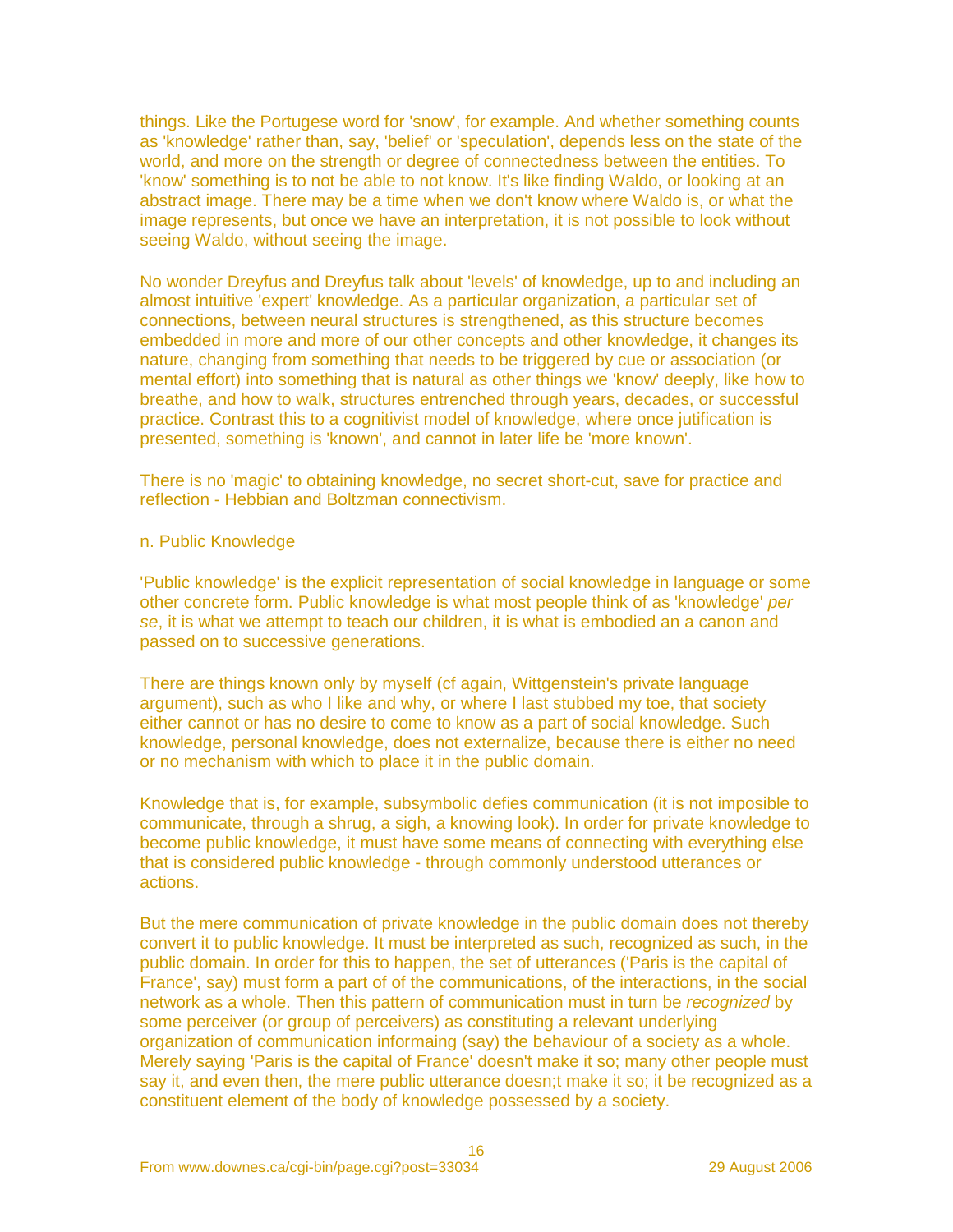things. Like the Portegese word for 'snow', for example. And whether something counts as 'knowledge' rather than, say, 'belief' or 'speculation', depends less on the state of the world, and more on the strength or degree of connectedness between the entities. To 'know' something is to not be able to not know. It's like finding Waldo, or looking at an abstract image. There may be a time when we don't know where Waldo is, or what the image represents, but once we have an interpretation, it is not possible to look without seeing Waldo, without seeing the image.

No wonder Dreyfus and Dreyfus talk about 'levels' of knowledge, up to and including an almost intuitive 'expert' knowledge. As a particular organization, a particular set of connections, between neural structures is strengthened, as this structure becomes embedded in more and more of our other concepts and other knowledge, it changes its nature, changing from something that needs to be triggered by cue or association (or mental effort) into something that is natural as other things we 'know' deeply, like how to breathe, and how to walk, structures entrenched through years, decades, or successful practice. Contrast this to a cognitivist model of knowledge, where once jutification is presented, something is 'known', and cannot in later life be 'more known'.

There is no 'magic' to obtaining knowledge, no secret short-cut, save for practice and reflection - Hebbian and Boltzman connectivism.

n. Public Knowledge

'Public knowledge' is the explicit representation of social knowledge in language or some other concrete form. Public knowledge is what most people think of as 'knowledge' *per se*, it is what we attempt to teach our children, it is what is embodied an a canon and passed on to successive generations.

There are things known only by myself (cf again, Wittgenstein's private language argument), such as who I like and why, or where I last stubbed my toe, that society either cannot or has no desire to come to know as a part of social knowledge. Such knowledge, personal knowledge, does not externalize, because there is either no need or no mechanism with which to place it in the public domain.

Knowledge that is, for example, subsymbolic defies communication (it is not imposible to communicate, through a shrug, a sigh, a knowing look). In order for private knowledge to become public knowledge, it must have some means of connecting with everything else that is considered public knowledge - through commonly understood utterances or actions.

But the mere communication of private knowledge in the public domain does not thereby convert it to public knowledge. It must be interpreted as such, recognized as such, in the public domain. In order for this to happen, the set of utterances ('Paris is the capital of France', say) must form a part of of the communications, of the interactions, in the social network as a whole. Then this pattern of communication must in turn be *recognized* by some perceiver (or group of perceivers) as constituting a relevant underlying organization of communication informaing (say) the behaviour of a society as a whole. Merely saying 'Paris is the capital of France' doesn't make it so; many other people must say it, and even then, the mere public utterance doesn;t make it so; it be recognized as a constituent element of the body of knowledge possessed by a society.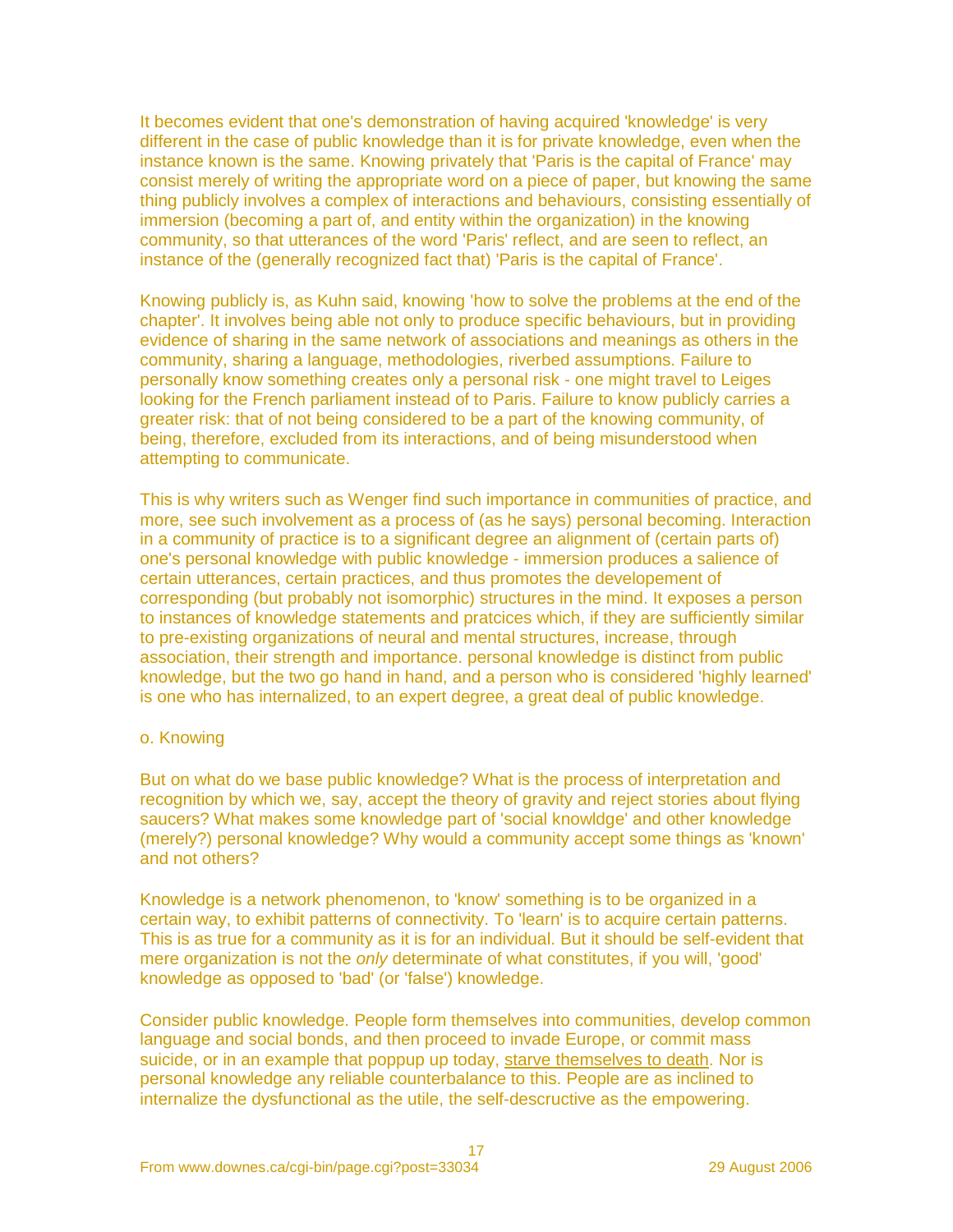It becomes evident that one's demonstration of having acquired 'knowledge' is very different in the case of public knowledge than it is for private knowledge, even when the instance known is the same. Knowing privately that 'Paris is the capital of France' may consist merely of writing the appropriate word on a piece of paper, but knowing the same thing publicly involves a complex of interactions and behaviours, consisting essentially of immersion (becoming a part of, and entity within the organization) in the knowing community, so that utterances of the word 'Paris' reflect, and are seen to reflect, an instance of the (generally recognized fact that) 'Paris is the capital of France'.

Knowing publicly is, as Kuhn said, knowing 'how to solve the problems at the end of the chapter'. It involves being able not only to produce specific behaviours, but in providing evidence of sharing in the same network of associations and meanings as others in the community, sharing a language, methodologies, riverbed assumptions. Failure to personally know something creates only a personal risk - one might travel to Leiges looking for the French parliament instead of to Paris. Failure to know publicly carries a greater risk: that of not being considered to be a part of the knowing community, of being, therefore, excluded from its interactions, and of being misunderstood when attempting to communicate.

This is why writers such as Wenger find such importance in communities of practice, and more, see such involvement as a process of (as he says) personal becoming. Interaction in a community of practice is to a significant degree an alignment of (certain parts of) one's personal knowledge with public knowledge - immersion produces a salience of certain utterances, certain practices, and thus promotes the developement of corresponding (but probably not isomorphic) structures in the mind. It exposes a person to instances of knowledge statements and pratcices which, if they are sufficiently similar to pre-existing organizations of neural and mental structures, increase, through association, their strength and importance. personal knowledge is distinct from public knowledge, but the two go hand in hand, and a person who is considered 'highly learned' is one who has internalized, to an expert degree, a great deal of public knowledge.

o. Knowing

But on what do we base public knowledge? What is the process of interpretation and recognition by which we, say, accept the theory of gravity and reject stories about flying saucers? What makes some knowledge part of 'social knowldge' and other knowledge (merely?) personal knowledge? Why would a community accept some things as 'known' and not others?

Knowledge is a network phenomenon, to 'know' something is to be organized in a certain way, to exhibit patterns of connectivity. To 'learn' is to acquire certain patterns. This is as true for a community as it is for an individual. But it should be self-evident that mere organization is not the *only* determinate of what constitutes, if you will, 'good' knowledge as opposed to 'bad' (or 'false') knowledge.

Consider public knowledge. People form themselves into communities, develop common language and social bonds, and then proceed to invade Europe, or commit mass suicide, or in an example that poppup up today, starve themselves to death. Nor is personal knowledge any reliable counterbalance to this. People are as inclined to internalize the dysfunctional as the utile, the self-descructive as the empowering.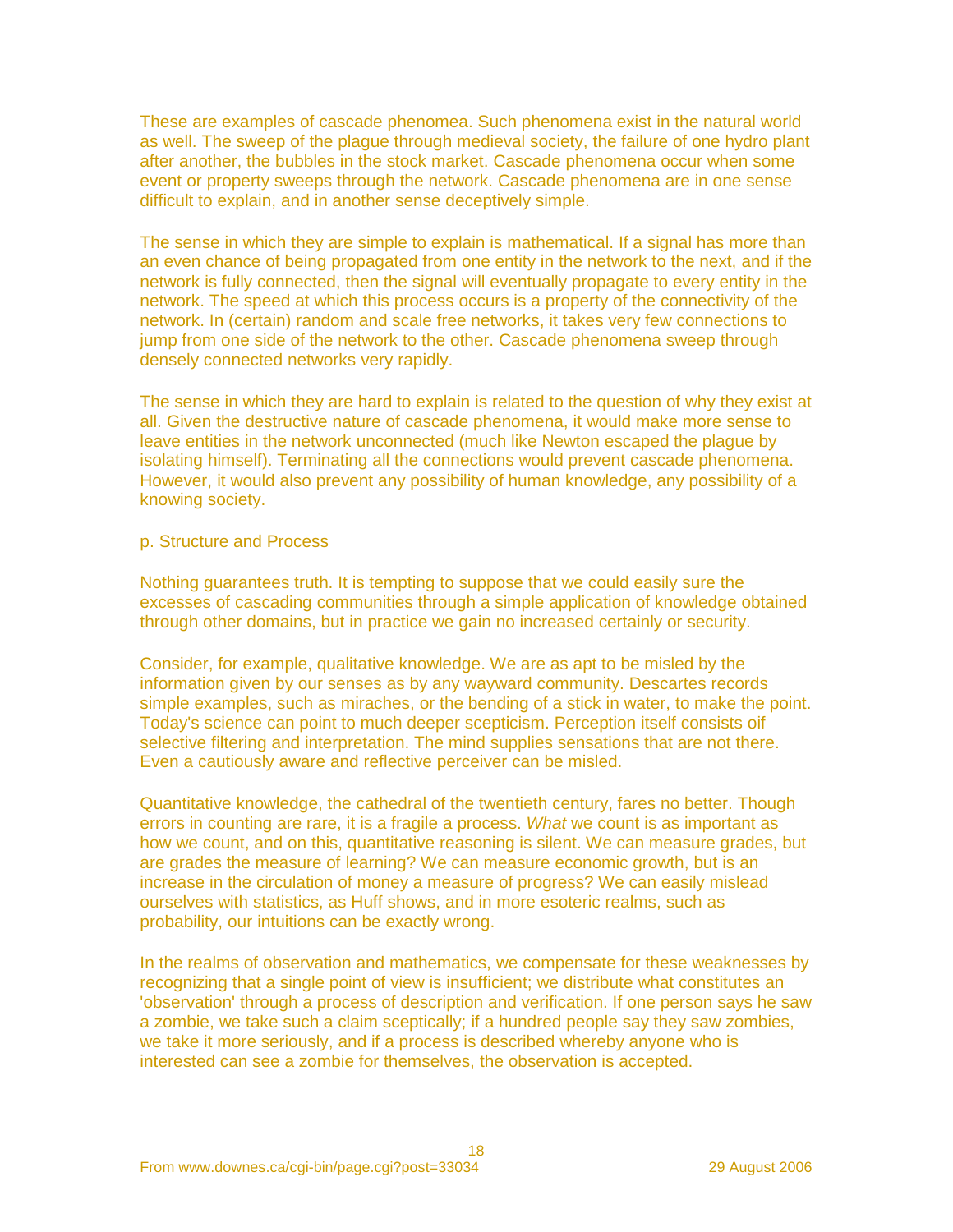These are examples of cascade phenomea. Such phenomena exist in the natural world as well. The sweep of the plague through medieval society, the failure of one hydro plant after another, the bubbles in the stock market. Cascade phenomena occur when some event or property sweeps through the network. Cascade phenomena are in one sense difficult to explain, and in another sense deceptively simple.

The sense in which they are simple to explain is mathematical. If a signal has more than an even chance of being propagated from one entity in the network to the next, and if the network is fully connected, then the signal will eventually propagate to every entity in the network. The speed at which this process occurs is a property of the connectivity of the network. In (certain) random and scale free networks, it takes very few connections to jump from one side of the network to the other. Cascade phenomena sweep through densely connected networks very rapidly.

The sense in which they are hard to explain is related to the question of why they exist at all. Given the destructive nature of cascade phenomena, it would make more sense to leave entities in the network unconnected (much like Newton escaped the plague by isolating himself). Terminating all the connections would prevent cascade phenomena. However, it would also prevent any possibility of human knowledge, any possibility of a knowing society.

p. Structure and Process

Nothing guarantees truth. It is tempting to suppose that we could easily sure the excesses of cascading communities through a simple application of knowledge obtained through other domains, but in practice we gain no increased certainly or security.

Consider, for example, qualitative knowledge. We are as apt to be misled by the information given by our senses as by any wayward community. Descartes records simple examples, such as miraches, or the bending of a stick in water, to make the point. Today's science can point to much deeper scepticism. Perception itself consists oif selective filtering and interpretation. The mind supplies sensations that are not there. Even a cautiously aware and reflective perceiver can be misled.

Quantitative knowledge, the cathedral of the twentieth century, fares no better. Though errors in counting are rare, it is a fragile a process. *What* we count is as important as how we count, and on this, quantitative reasoning is silent. We can measure grades, but are grades the measure of learning? We can measure economic growth, but is an increase in the circulation of money a measure of progress? We can easily mislead ourselves with statistics, as Huff shows, and in more esoteric realms, such as probability, our intuitions can be exactly wrong.

In the realms of observation and mathematics, we compensate for these weaknesses by recognizing that a single point of view is insufficient; we distribute what constitutes an 'observation' through a process of description and verification. If one person says he saw a zombie, we take such a claim sceptically; if a hundred people say they saw zombies, we take it more seriously, and if a process is described whereby anyone who is interested can see a zombie for themselves, the observation is accepted.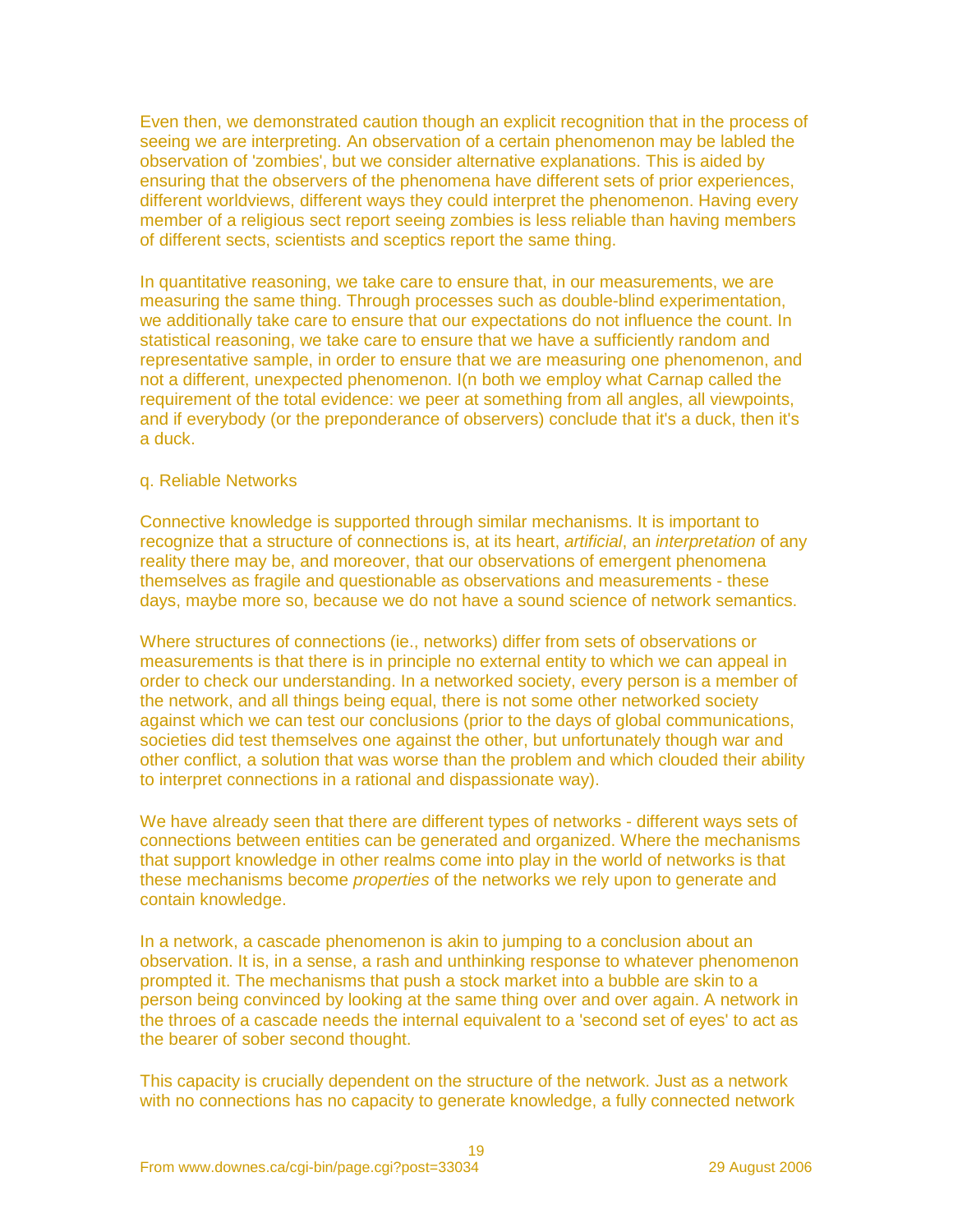Even then, we demonstrated caution though an explicit recognition that in the process of seeing we are interpreting. An observation of a certain phenomenon may be labled the observation of 'zombies', but we consider alternative explanations. This is aided by ensuring that the observers of the phenomena have different sets of prior experiences, different worldviews, different ways they could interpret the phenomenon. Having every member of a religious sect report seeing zombies is less reliable than having members of different sects, scientists and sceptics report the same thing.

In quantitative reasoning, we take care to ensure that, in our measurements, we are measuring the same thing. Through processes such as double-blind experimentation, we additionally take care to ensure that our expectations do not influence the count. In statistical reasoning, we take care to ensure that we have a sufficiently random and representative sample, in order to ensure that we are measuring one phenomenon, and not a different, unexpected phenomenon. I(n both we employ what Carnap called the requirement of the total evidence: we peer at something from all angles, all viewpoints, and if everybody (or the preponderance of observers) conclude that it's a duck, then it's a duck.

q. Reliable Networks

Connective knowledge is supported through similar mechanisms. It is important to recognize that a structure of connections is, at its heart, *artificial*, an *interpretation* of any reality there may be, and moreover, that our observations of emergent phenomena themselves as fragile and questionable as observations and measurements - these days, maybe more so, because we do not have a sound science of network semantics.

Where structures of connections (ie., networks) differ from sets of observations or measurements is that there is in principle no external entity to which we can appeal in order to check our understanding. In a networked society, every person is a member of the network, and all things being equal, there is not some other networked society against which we can test our conclusions (prior to the days of global communications, societies did test themselves one against the other, but unfortunately though war and other conflict, a solution that was worse than the problem and which clouded their ability to interpret connections in a rational and dispassionate way).

We have already seen that there are different types of networks - different ways sets of connections between entities can be generated and organized. Where the mechanisms that support knowledge in other realms come into play in the world of networks is that these mechanisms become *properties* of the networks we rely upon to generate and contain knowledge.

In a network, a cascade phenomenon is akin to jumping to a conclusion about an observation. It is, in a sense, a rash and unthinking response to whatever phenomenon prompted it. The mechanisms that push a stock market into a bubble are skin to a person being convinced by looking at the same thing over and over again. A network in the throes of a cascade needs the internal equivalent to a 'second set of eyes' to act as the bearer of sober second thought.

This capacity is crucially dependent on the structure of the network. Just as a network with no connections has no capacity to generate knowledge, a fully connected network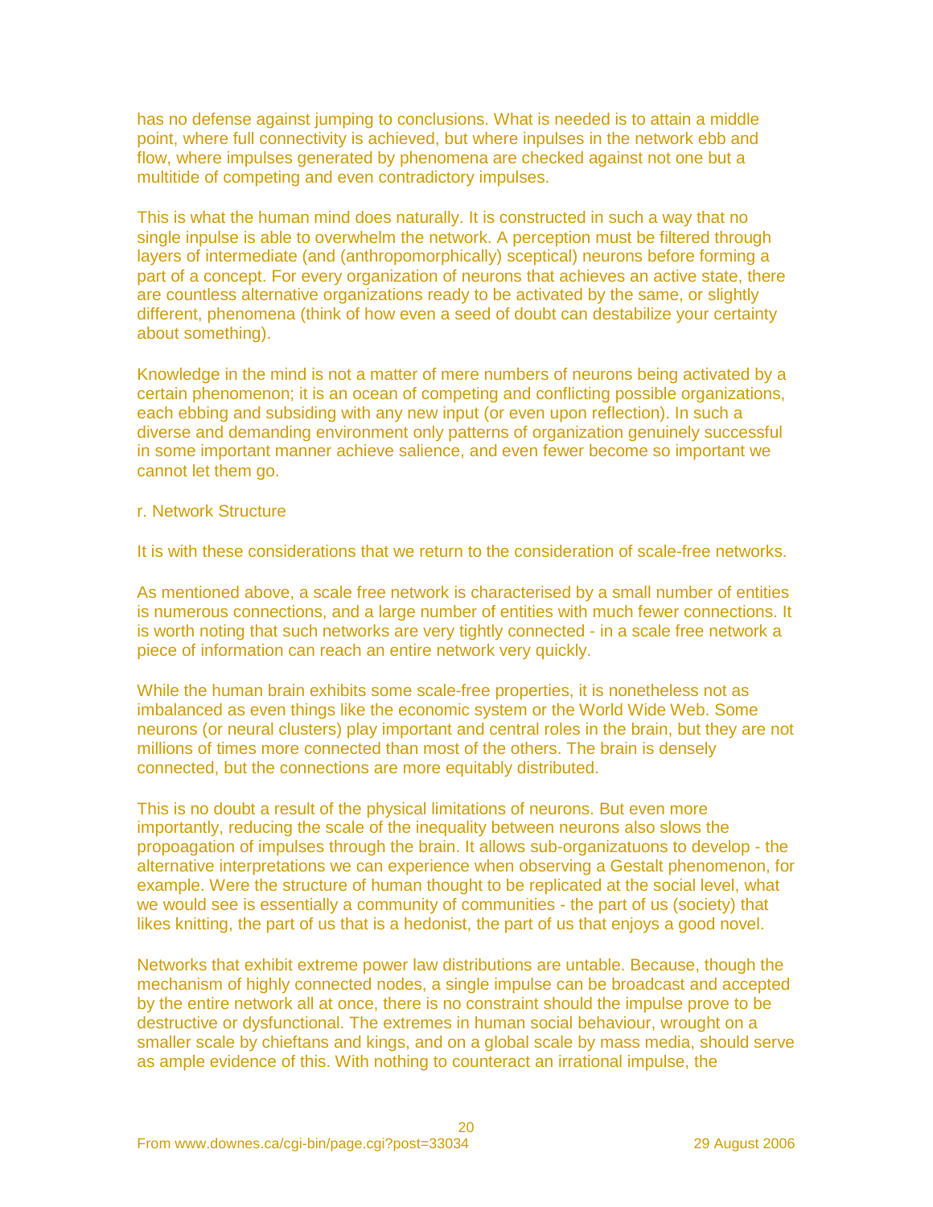has no defense against jumping to conclusions. What is needed is to attain a middle point, where full connectivity is achieved, but where inpulses in the network ebb and flow, where impulses generated by phenomena are checked against not one but a multitide of competing and even contradictory impulses.

This is what the human mind does naturally. It is constructed in such a way that no single inpulse is able to overwhelm the network. A perception must be filtered through layers of intermediate (and (anthropomorphically) sceptical) neurons before forming a part of a concept. For every organization of neurons that achieves an active state, there are countless alternative organizations ready to be activated by the same, or slightly different, phenomena (think of how even a seed of doubt can destabilize your certainty about something).

Knowledge in the mind is not a matter of mere numbers of neurons being activated by a certain phenomenon; it is an ocean of competing and conflicting possible organizations, each ebbing and subsiding with any new input (or even upon reflection). In such a diverse and demanding environment only patterns of organization genuinely successful in some important manner achieve salience, and even fewer become so important we cannot let them go.

r. Network Structure

It is with these considerations that we return to the consideration of scale-free networks.

As mentioned above, a scale free network is characterised by a small number of entities is numerous connections, and a large number of entities with much fewer connections. It is worth noting that such networks are very tightly connected - in a scale free network a piece of information can reach an entire network very quickly.

While the human brain exhibits some scale-free properties, it is nonetheless not as imbalanced as even things like the economic system or the World Wide Web. Some neurons (or neural clusters) play important and central roles in the brain, but they are not millions of times more connected than most of the others. The brain is densely connected, but the connections are more equitably distributed.

This is no doubt a result of the physical limitations of neurons. But even more importantly, reducing the scale of the inequality between neurons also slows the propoagation of impulses through the brain. It allows sub-organizatuons to develop - the alternative interpretations we can experience when observing a Gestalt phenomenon, for example. Were the structure of human thought to be replicated at the social level, what we would see is essentially a community of communities - the part of us (society) that likes knitting, the part of us that is a hedonist, the part of us that enjoys a good novel.

Networks that exhibit extreme power law distributions are untable. Because, though the mechanism of highly connected nodes, a single impulse can be broadcast and accepted by the entire network all at once, there is no constraint should the impulse prove to be destructive or dysfunctional. The extremes in human social behaviour, wrought on a smaller scale by chieftans and kings, and on a global scale by mass media, should serve as ample evidence of this. With nothing to counteract an irrational impulse, the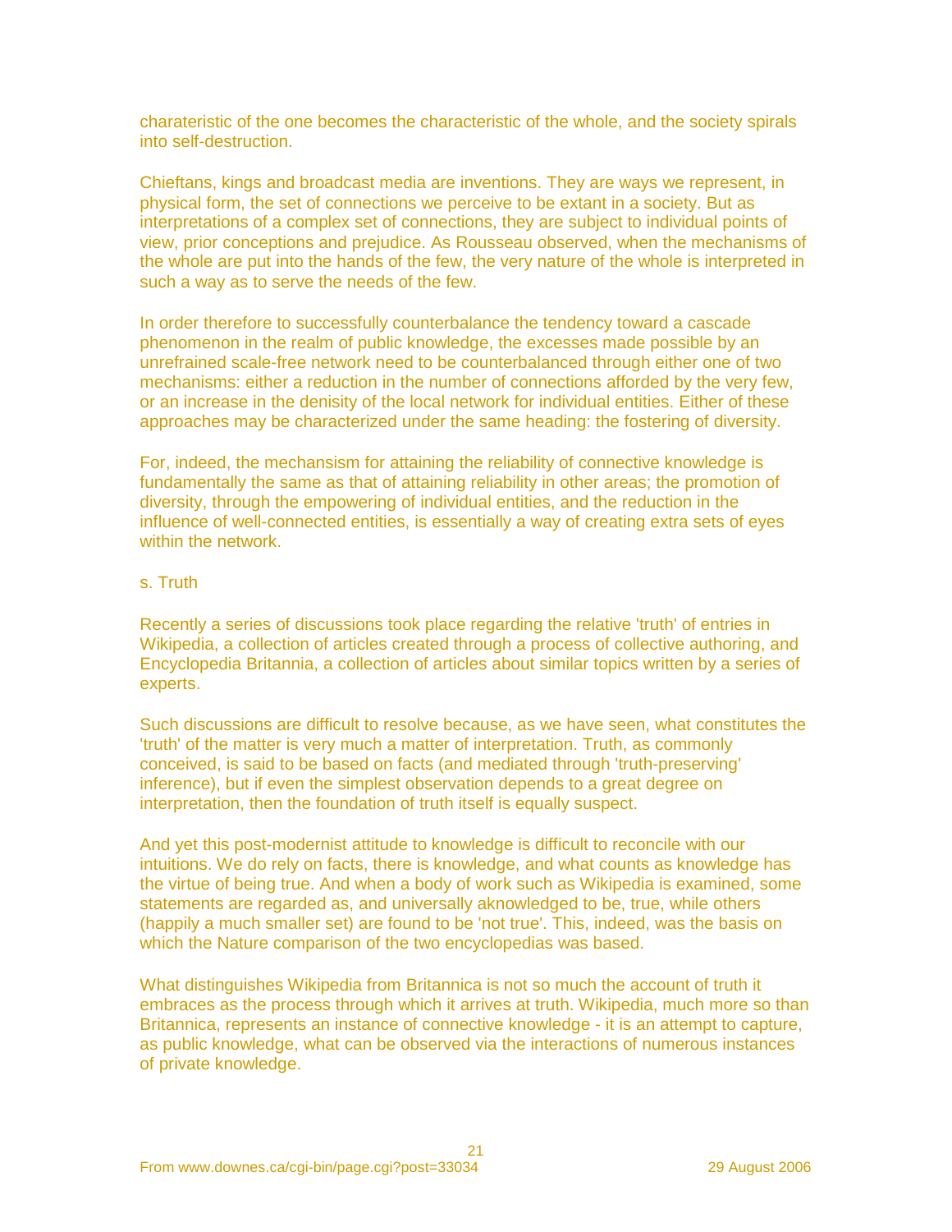charateristic of the one becomes the characteristic of the whole, and the society spirals into self-destruction.

Chieftans, kings and broadcast media are inventions. They are ways we represent, in physical form, the set of connections we perceive to be extant in a society. But as interpretations of a complex set of connections, they are subject to individual points of view, prior conceptions and prejudice. As Rousseau observed, when the mechanisms of the whole are put into the hands of the few, the very nature of the whole is interpreted in such a way as to serve the needs of the few.

In order therefore to successfully counterbalance the tendency toward a cascade phenomenon in the realm of public knowledge, the excesses made possible by an unrefrained scale-free network need to be counterbalanced through either one of two mechanisms: either a reduction in the number of connections afforded by the very few, or an increase in the denisity of the local network for individual entities. Either of these approaches may be characterized under the same heading: the fostering of diversity.

For, indeed, the mechansism for attaining the reliability of connective knowledge is fundamentally the same as that of attaining reliability in other areas; the promotion of diversity, through the empowering of individual entities, and the reduction in the influence of well-connected entities, is essentially a way of creating extra sets of eyes within the network.

## s. Truth

Recently a series of discussions took place regarding the relative 'truth' of entries in Wikipedia, a collection of articles created through a process of collective authoring, and Encyclopedia Britannia, a collection of articles about similar topics written by a series of experts.

Such discussions are difficult to resolve because, as we have seen, what constitutes the 'truth' of the matter is very much a matter of interpretation. Truth, as commonly conceived, is said to be based on facts (and mediated through 'truth-preserving' inference), but if even the simplest observation depends to a great degree on interpretation, then the foundation of truth itself is equally suspect.

And yet this post-modernist attitude to knowledge is difficult to reconcile with our intuitions. We do rely on facts, there is knowledge, and what counts as knowledge has the virtue of being true. And when a body of work such as Wikipedia is examined, some statements are regarded as, and universally aknowledged to be, true, while others (happily a much smaller set) are found to be 'not true'. This, indeed, was the basis on which the Nature comparison of the two encyclopedias was based.

What distinguishes Wikipedia from Britannica is not so much the account of truth it embraces as the process through which it arrives at truth. Wikipedia, much more so than Britannica, represents an instance of connective knowledge - it is an attempt to capture, as public knowledge, what can be observed via the interactions of numerous instances of private knowledge.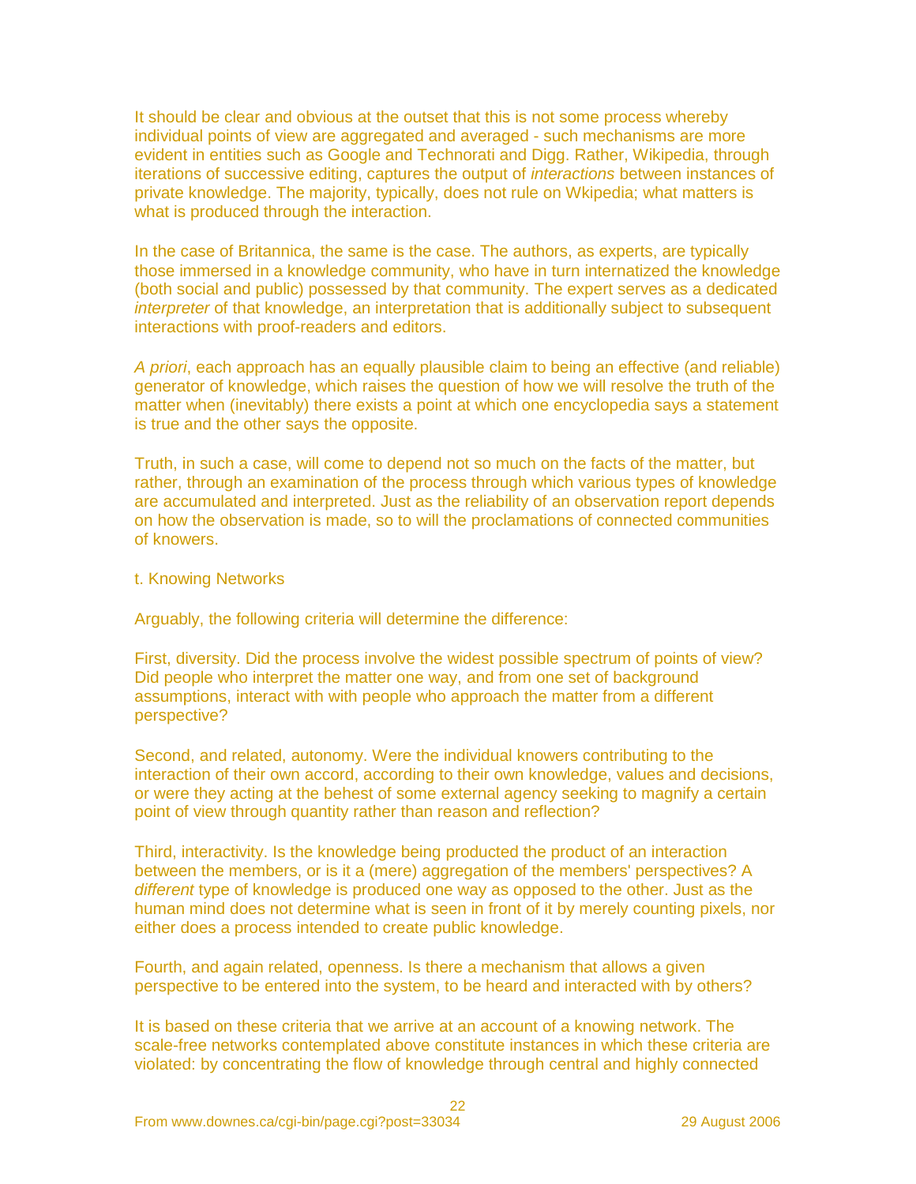It should be clear and obvious at the outset that this is not some process whereby individual points of view are aggregated and averaged - such mechanisms are more evident in entities such as Google and Technorati and Digg. Rather, Wikipedia, through iterations of successive editing, captures the output of *interactions* between instances of private knowledge. The majority, typically, does not rule on Wkipedia; what matters is what is produced through the interaction.

In the case of Britannica, the same is the case. The authors, as experts, are typically those immersed in a knowledge community, who have in turn internatized the knowledge (both social and public) possessed by that community. The expert serves as a dedicated *interpreter* of that knowledge, an interpretation that is additionally subject to subsequent interactions with proof-readers and editors.

*A priori*, each approach has an equally plausible claim to being an effective (and reliable) generator of knowledge, which raises the question of how we will resolve the truth of the matter when (inevitably) there exists a point at which one encyclopedia says a statement is true and the other says the opposite.

Truth, in such a case, will come to depend not so much on the facts of the matter, but rather, through an examination of the process through which various types of knowledge are accumulated and interpreted. Just as the reliability of an observation report depends on how the observation is made, so to will the proclamations of connected communities of knowers.

t. Knowing Networks

Arguably, the following criteria will determine the difference:

First, diversity. Did the process involve the widest possible spectrum of points of view? Did people who interpret the matter one way, and from one set of background assumptions, interact with with people who approach the matter from a different perspective?

Second, and related, autonomy. Were the individual knowers contributing to the interaction of their own accord, according to their own knowledge, values and decisions, or were they acting at the behest of some external agency seeking to magnify a certain point of view through quantity rather than reason and reflection?

Third, interactivity. Is the knowledge being producted the product of an interaction between the members, or is it a (mere) aggregation of the members' perspectives? A *different* type of knowledge is produced one way as opposed to the other. Just as the human mind does not determine what is seen in front of it by merely counting pixels, nor either does a process intended to create public knowledge.

Fourth, and again related, openness. Is there a mechanism that allows a given perspective to be entered into the system, to be heard and interacted with by others?

It is based on these criteria that we arrive at an account of a knowing network. The scale-free networks contemplated above constitute instances in which these criteria are violated: by concentrating the flow of knowledge through central and highly connected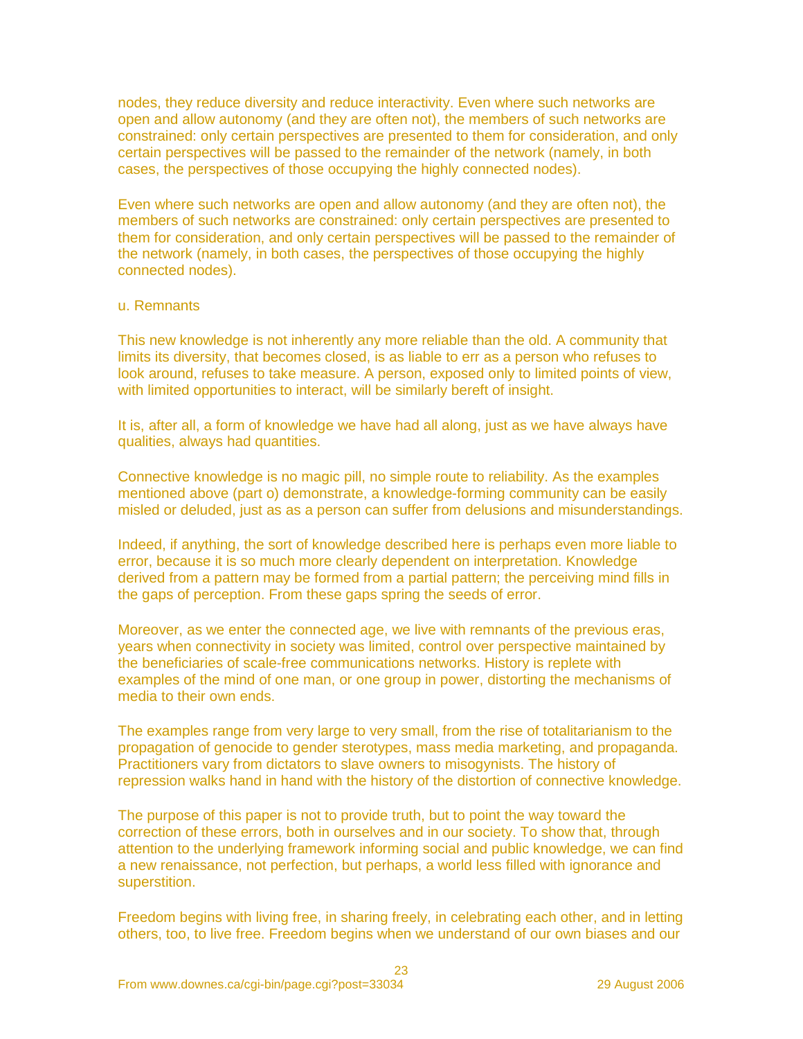nodes, they reduce diversity and reduce interactivity. Even where such networks are open and allow autonomy (and they are often not), the members of such networks are constrained: only certain perspectives are presented to them for consideration, and only certain perspectives will be passed to the remainder of the network (namely, in both cases, the perspectives of those occupying the highly connected nodes).

Even where such networks are open and allow autonomy (and they are often not), the members of such networks are constrained: only certain perspectives are presented to them for consideration, and only certain perspectives will be passed to the remainder of the network (namely, in both cases, the perspectives of those occupying the highly connected nodes).

u. Remnants

This new knowledge is not inherently any more reliable than the old. A community that limits its diversity, that becomes closed, is as liable to err as a person who refuses to look around, refuses to take measure. A person, exposed only to limited points of view, with limited opportunities to interact, will be similarly bereft of insight.

It is, after all, a form of knowledge we have had all along, just as we have always have qualities, always had quantities.

Connective knowledge is no magic pill, no simple route to reliability. As the examples mentioned above (part o) demonstrate, a knowledge-forming community can be easily misled or deluded, just as as a person can suffer from delusions and misunderstandings.

Indeed, if anything, the sort of knowledge described here is perhaps even more liable to error, because it is so much more clearly dependent on interpretation. Knowledge derived from a pattern may be formed from a partial pattern; the perceiving mind fills in the gaps of perception. From these gaps spring the seeds of error.

Moreover, as we enter the connected age, we live with remnants of the previous eras, years when connectivity in society was limited, control over perspective maintained by the beneficiaries of scale-free communications networks. History is replete with examples of the mind of one man, or one group in power, distorting the mechanisms of media to their own ends.

The examples range from very large to very small, from the rise of totalitarianism to the propagation of genocide to gender sterotypes, mass media marketing, and propaganda. Practitioners vary from dictators to slave owners to misogynists. The history of repression walks hand in hand with the history of the distortion of connective knowledge.

The purpose of this paper is not to provide truth, but to point the way toward the correction of these errors, both in ourselves and in our society. To show that, through attention to the underlying framework informing social and public knowledge, we can find a new renaissance, not perfection, but perhaps, a world less filled with ignorance and superstition.

Freedom begins with living free, in sharing freely, in celebrating each other, and in letting others, too, to live free. Freedom begins when we understand of our own biases and our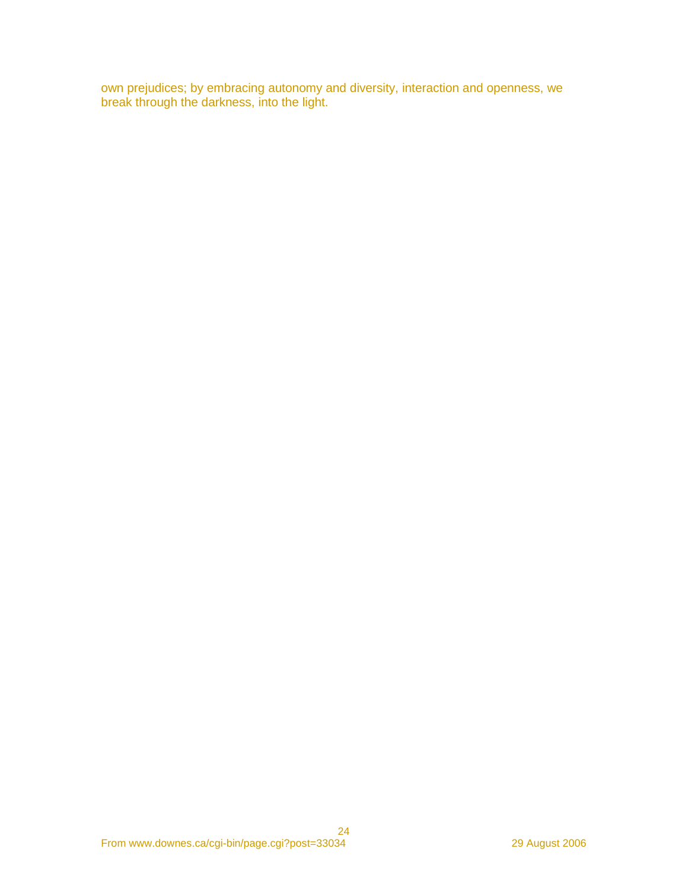own prejudices; by embracing autonomy and diversity, interaction and openness, we break through the darkness, into the light.